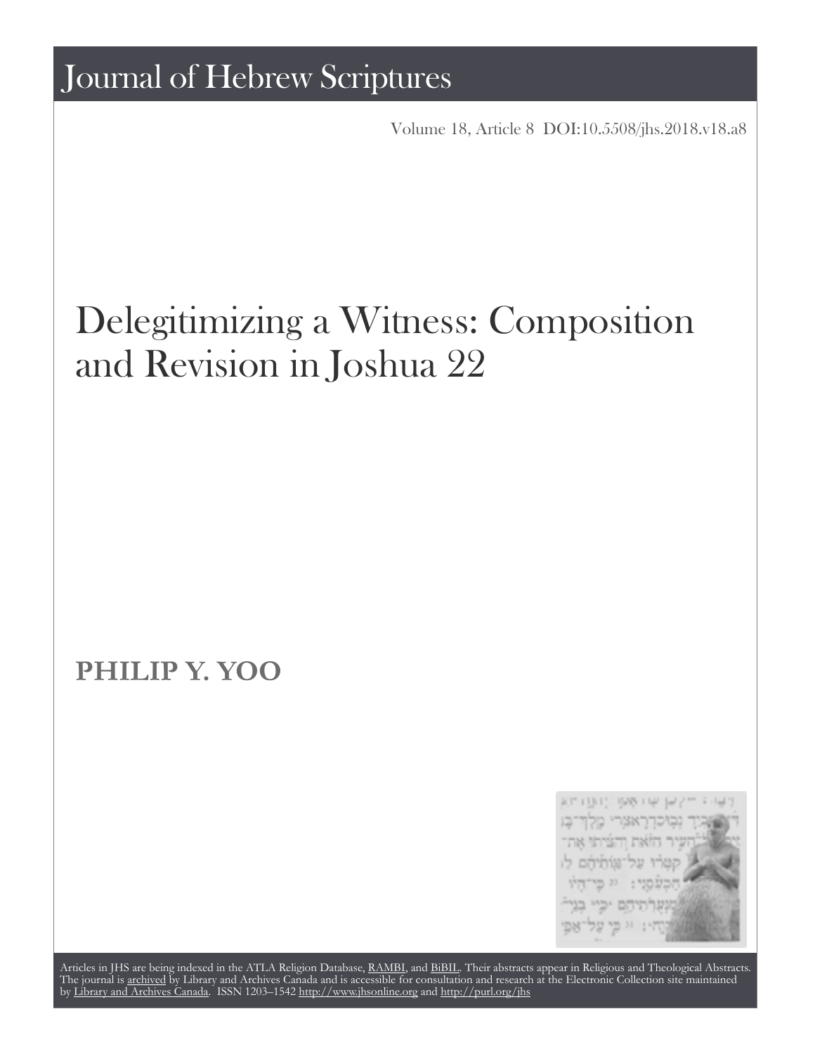# Journal of Hebrew Scriptures

Volume 18, Article 8 DOI:10.5508/jhs.2018.v18.a8

## Delegitimizing a Witness: Composition and Revision in Joshua 22

**PHILIP Y. YOO**

Articles in JHS are being indexed in the ATLA Religion Database, RAMBI, and BiBIL. Their abstracts appear in Religious and Theological Abstracts. The journal is archived by Library and Archives Canada and is accessible for consultation and research at the Electronic Collection site maintained by Library and Archives Canada. ISSN 1203–1542 http://www.jhsonline.org and http://purl.org/jhs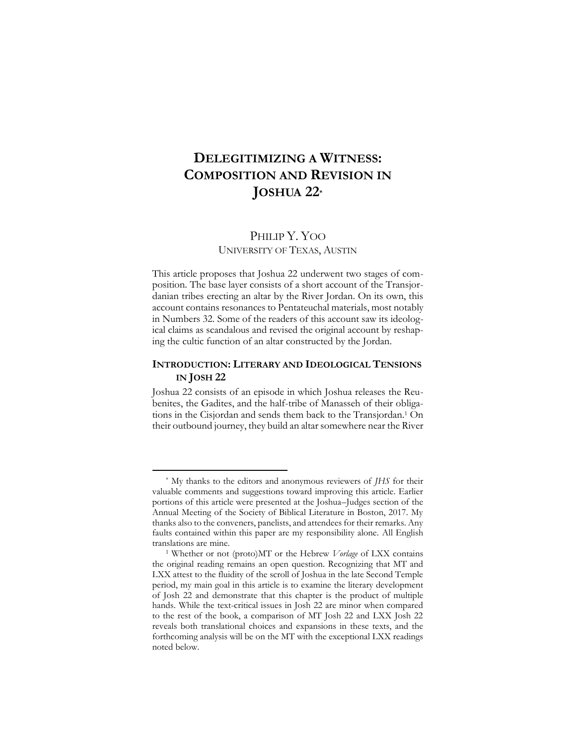# DELEGITIMIZING A WITNESS: COMPOSITION AND REVISION IN JOSHUA 22*

PHILIP Y. YOO
UNIVERSITY OF TEXAS, AUSTIN

This article proposes that Joshua 22 underwent two stages of composition. The base layer consists of a short account of the Transjordanian tribes erecting an altar by the River Jordan. On its own, this account contains resonances to Pentateuchal materials, most notably in Numbers 32. Some of the readers of this account saw its ideological claims as scandalous and revised the original account by reshaping the cultic function of an altar constructed by the Jordan.

## INTRODUCTION: LITERARY AND IDEOLOGICAL TENSIONS IN JOSH 22

Joshua 22 consists of an episode in which Joshua releases the Reubenites, the Gadites, and the half-tribe of Manasseh of their obligations in the Cisjordan and sends them back to the Transjordan.[1] On their outbound journey, they build an altar somewhere near the River

---

* My thanks to the editors and anonymous reviewers of *JHS* for their valuable comments and suggestions toward improving this article. Earlier portions of this article were presented at the Joshua–Judges section of the Annual Meeting of the Society of Biblical Literature in Boston, 2017. My thanks also to the conveners, panelists, and attendees for their remarks. Any faults contained within this paper are my responsibility alone. All English translations are mine.

[1] Whether or not (proto)MT or the Hebrew *Vorlage* of LXX contains the original reading remains an open question. Recognizing that MT and LXX attest to the fluidity of the scroll of Joshua in the late Second Temple period, my main goal in this article is to examine the literary development of Josh 22 and demonstrate that this chapter is the product of multiple hands. While the text-critical issues in Josh 22 are minor when compared to the rest of the book, a comparison of MT Josh 22 and LXX Josh 22 reveals both translational choices and expansions in these texts, and the forthcoming analysis will be on the MT with the exceptional LXX readings noted below.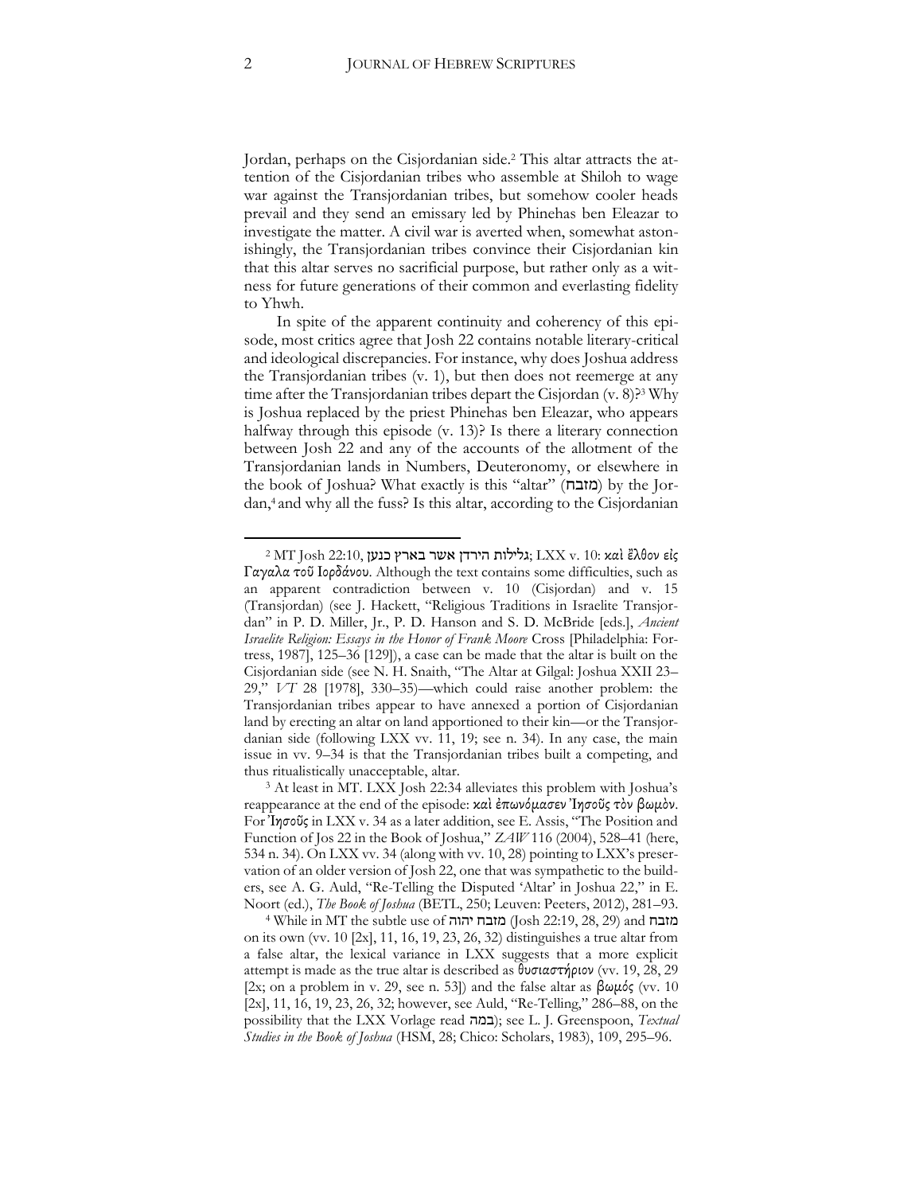Jordan, perhaps on the Cisjordanian side.[2] This altar attracts the attention of the Cisjordanian tribes who assemble at Shiloh to wage war against the Transjordanian tribes, but somehow cooler heads prevail and they send an emissary led by Phinehas ben Eleazar to investigate the matter. A civil war is averted when, somewhat astonishingly, the Transjordanian tribes convince their Cisjordanian kin that this altar serves no sacrificial purpose, but rather only as a witness for future generations of their common and everlasting fidelity to Yhwh.

In spite of the apparent continuity and coherency of this episode, most critics agree that Josh 22 contains notable literary-critical and ideological discrepancies. For instance, why does Joshua address the Transjordanian tribes (v. 1), but then does not reemerge at any time after the Transjordanian tribes depart the Cisjordan (v. 8)?[3] Why is Joshua replaced by the priest Phinehas ben Eleazar, who appears halfway through this episode (v. 13)? Is there a literary connection between Josh 22 and any of the accounts of the allotment of the Transjordanian lands in Numbers, Deuteronomy, or elsewhere in the book of Joshua? What exactly is this "altar" (מזבח) by the Jordan,[4] and why all the fuss? Is this altar, according to the Cisjordanian

---

[2] MT Josh 22:10, גלילות הירדן אשר בארץ כנען; LXX v. 10: καὶ ἦλθον εἰς Γαλγαλα τοῦ Ἰορδάνου. Although the text contains some difficulties, such as an apparent contradiction between v. 10 (Cisjordan) and v. 15 (Transjordan) (see J. Hackett, "Religious Traditions in Israelite Transjordan" in P. D. Miller, Jr., P. D. Hanson and S. D. McBride [eds.], *Ancient Israelite Religion: Essays in the Honor of Frank Moore* Cross [Philadelphia: Fortress, 1987], 125–36 [129]), a case can be made that the altar is built on the Cisjordanian side (see N. H. Snaith, "The Altar at Gilgal: Joshua XXII 23–29," *VT* 28 [1978], 330–35)—which could raise another problem: the Transjordanian tribes appear to have annexed a portion of Cisjordanian land by erecting an altar on land apportioned to their kin—or the Transjordanian side (following LXX vv. 11, 19; see n. 34). In any case, the main issue in vv. 9–34 is that the Transjordanian tribes built a competing, and thus ritualistically unacceptable, altar.

[3] At least in MT. LXX Josh 22:34 alleviates this problem with Joshua's reappearance at the end of the episode: καὶ ἐπωνόμασεν Ἰησοῦς τὸν βωμὸν. For Ἰησοῦς in LXX v. 34 as a later addition, see E. Assis, "The Position and Function of Jos 22 in the Book of Joshua," *ZAW* 116 (2004), 528–41 (here, 534 n. 34). On LXX vv. 34 (along with vv. 10, 28) pointing to LXX's preservation of an older version of Josh 22, one that was sympathetic to the builders, see A. G. Auld, "Re-Telling the Disputed 'Altar' in Joshua 22," in E. Noort (ed.), *The Book of Joshua* (BETL, 250; Leuven: Peeters, 2012), 281–93.

[4] While in MT the subtle use of מזבח יהוה (Josh 22:19, 28, 29) and מזבח on its own (vv. 10 [2x], 11, 16, 19, 23, 26, 32) distinguishes a true altar from a false altar, the lexical variance in LXX suggests that a more explicit attempt is made as the true altar is described as θυσιαστήριον (vv. 19, 28, 29 [2x; on a problem in v. 29, see n. 53]) and the false altar as βωμός (vv. 10 [2x], 11, 16, 19, 23, 26, 32; however, see Auld, "Re-Telling," 286–88, on the possibility that the LXX Vorlage read במה); see L. J. Greenspoon, *Textual Studies in the Book of Joshua* (HSM, 28; Chico: Scholars, 1983), 109, 295–96.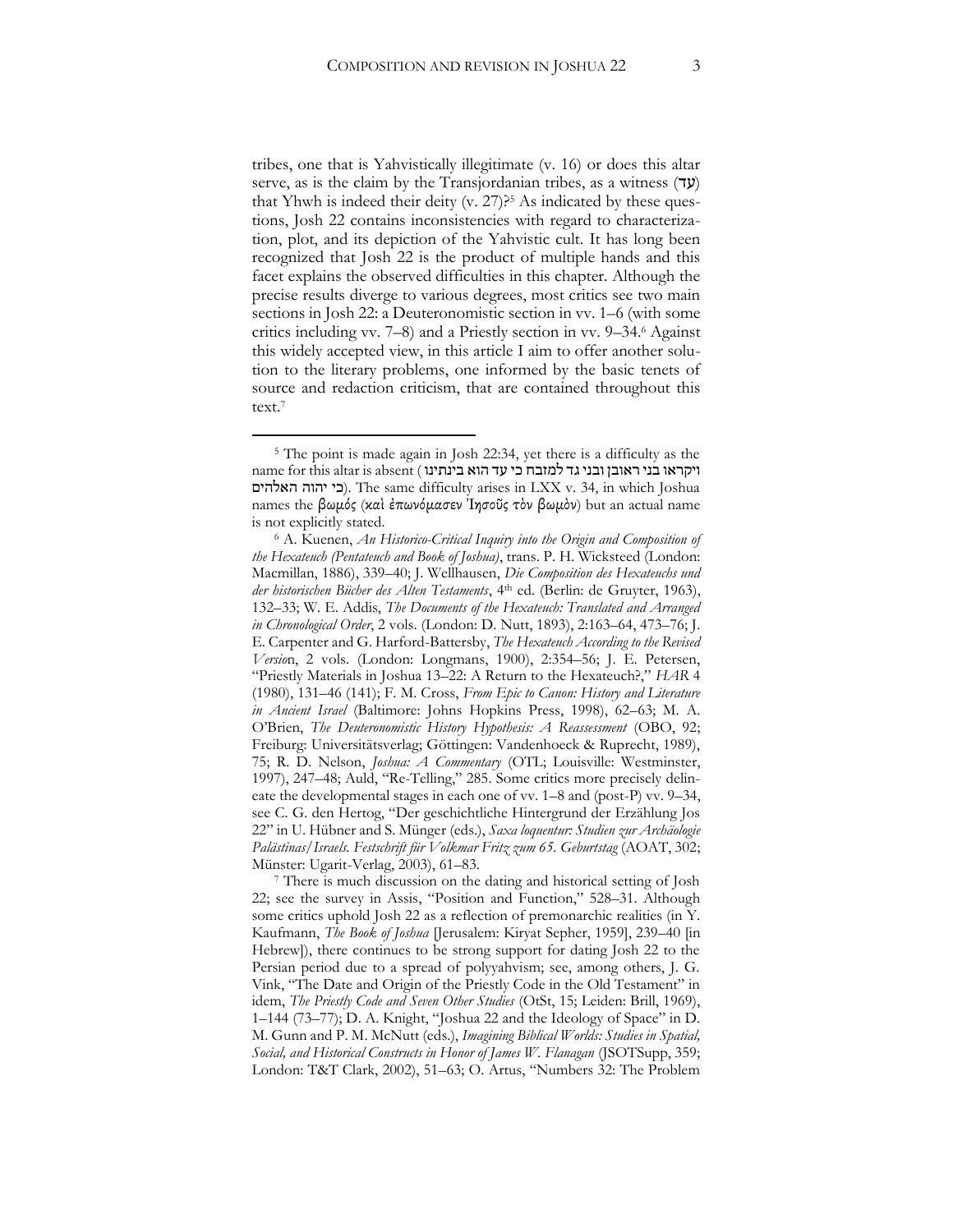tribes, one that is Yahvistically illegitimate (v. 16) or does this altar serve, as is the claim by the Transjordanian tribes, as a witness (עד) that Yhwh is indeed their deity (v. 27)?[5] As indicated by these questions, Josh 22 contains inconsistencies with regard to characterization, plot, and its depiction of the Yahvistic cult. It has long been recognized that Josh 22 is the product of multiple hands and this facet explains the observed difficulties in this chapter. Although the precise results diverge to various degrees, most critics see two main sections in Josh 22: a Deuteronomistic section in vv. 1–6 (with some critics including vv. 7–8) and a Priestly section in vv. 9–34.[6] Against this widely accepted view, in this article I aim to offer another solution to the literary problems, one informed by the basic tenets of source and redaction criticism, that are contained throughout this text.[7]

---

[5] The point is made again in Josh 22:34, yet there is a difficulty as the name for this altar is absent (ויקראו בני ראובן ובני גד למזבח כי עד הוא בינתינו כי יהוה האלהים). The same difficulty arises in LXX v. 34, in which Joshua names the βωμός (καὶ ἐπωνόμασεν Ἰησοῦς τὸν βωμὸν) but an actual name is not explicitly stated.

[6] A. Kuenen, *An Historico-Critical Inquiry into the Origin and Composition of the Hexateuch (Pentateuch and Book of Joshua)*, trans. P. H. Wicksteed (London: Macmillan, 1886), 339–40; J. Wellhausen, *Die Composition des Hexateuchs und der historischen Bücher des Alten Testaments*, 4th ed. (Berlin: de Gruyter, 1963), 132–33; W. E. Addis, *The Documents of the Hexateuch: Translated and Arranged in Chronological Order*, 2 vols. (London: D. Nutt, 1893), 2:163–64, 473–76; J. E. Carpenter and G. Harford-Battersby, *The Hexateuch According to the Revised Version*, 2 vols. (London: Longmans, 1900), 2:354–56; J. E. Petersen, "Priestly Materials in Joshua 13–22: A Return to the Hexateuch?," *HAR* 4 (1980), 131–46 (141); F. M. Cross, *From Epic to Canon: History and Literature in Ancient Israel* (Baltimore: Johns Hopkins Press, 1998), 62–63; M. A. O'Brien, *The Deuteronomistic History Hypothesis: A Reassessment* (OBO, 92; Freiburg: Universitätsverlag; Göttingen: Vandenhoeck & Ruprecht, 1989), 75; R. D. Nelson, *Joshua: A Commentary* (OTL; Louisville: Westminster, 1997), 247–48; Auld, "Re-Telling," 285. Some critics more precisely delineate the developmental stages in each one of vv. 1–8 and (post-P) vv. 9–34, see C. G. den Hertog, "Der geschichtliche Hintergrund der Erzählung Jos 22" in U. Hübner and S. Münger (eds.), *Saxa loquentur: Studien zur Archäologie Palästinas/Israels. Festschrift für Volkmar Fritz zum 65. Geburtstag* (AOAT, 302; Münster: Ugarit-Verlag, 2003), 61–83.

[7] There is much discussion on the dating and historical setting of Josh 22; see the survey in Assis, "Position and Function," 528–31. Although some critics uphold Josh 22 as a reflection of premonarchic realities (in Y. Kaufmann, *The Book of Joshua* [Jerusalem: Kiryat Sepher, 1959], 239–40 [in Hebrew]), there continues to be strong support for dating Josh 22 to the Persian period due to a spread of polyyahvism; see, among others, J. G. Vink, "The Date and Origin of the Priestly Code in the Old Testament" in idem, *The Priestly Code and Seven Other Studies* (OtSt, 15; Leiden: Brill, 1969), 1–144 (73–77); D. A. Knight, "Joshua 22 and the Ideology of Space" in D. M. Gunn and P. M. McNutt (eds.), *Imagining Biblical Worlds: Studies in Spatial, Social, and Historical Constructs in Honor of James W. Flanagan* (JSOTSupp, 359; London: T&T Clark, 2002), 51–63; O. Artus, "Numbers 32: The Problem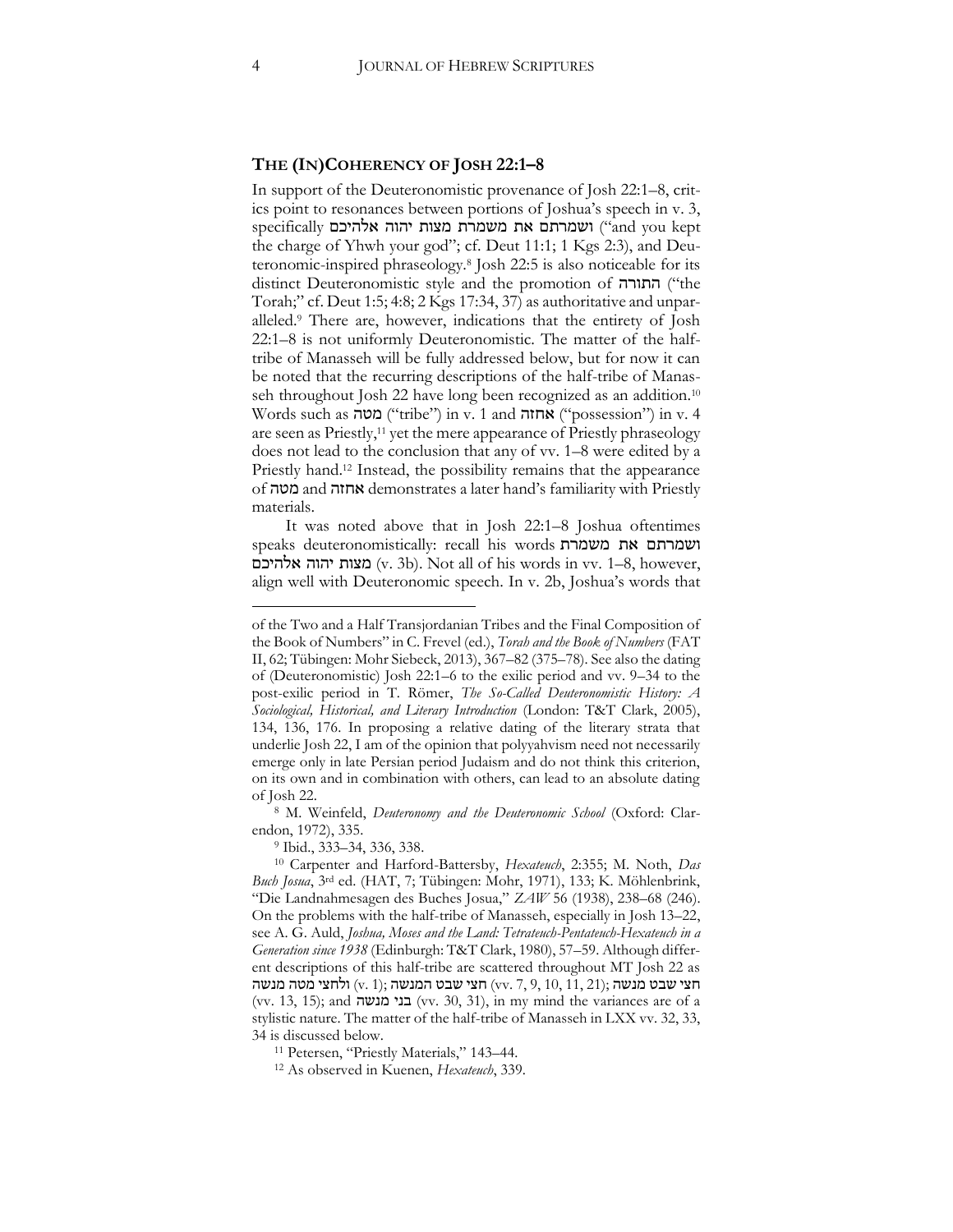## THE (IN)COHERENCY OF JOSH 22:1–8

In support of the Deuteronomistic provenance of Josh 22:1–8, critics point to resonances between portions of Joshua's speech in v. 3, specifically ושמרתם את משמרת מצות יהוה אלהיכם ("and you kept the charge of Yhwh your god"; cf. Deut 11:1; 1 Kgs 2:3), and Deuteronomic-inspired phraseology.[8] Josh 22:5 is also noticeable for its distinct Deuteronomistic style and the promotion of התורה ("the Torah;" cf. Deut 1:5; 4:8; 2 Kgs 17:34, 37) as authoritative and unparalleled.[9] There are, however, indications that the entirety of Josh 22:1–8 is not uniformly Deuteronomistic. The matter of the half-tribe of Manasseh will be fully addressed below, but for now it can be noted that the recurring descriptions of the half-tribe of Manasseh throughout Josh 22 have long been recognized as an addition.[10] Words such as מטה ("tribe") in v. 1 and אחזה ("possession") in v. 4 are seen as Priestly,[11] yet the mere appearance of Priestly phraseology does not lead to the conclusion that any of vv. 1–8 were edited by a Priestly hand.[12] Instead, the possibility remains that the appearance of מטה and אחזה demonstrates a later hand's familiarity with Priestly materials.

It was noted above that in Josh 22:1–8 Joshua oftentimes speaks deuteronomistically: recall his words ושמרתם את משמרת מצות יהוה אלהיכם (v. 3b). Not all of his words in vv. 1–8, however, align well with Deuteronomic speech. In v. 2b, Joshua's words that

---

of the Two and a Half Transjordanian Tribes and the Final Composition of the Book of Numbers" in C. Frevel (ed.), *Torah and the Book of Numbers* (FAT II, 62; Tübingen: Mohr Siebeck, 2013), 367–82 (375–78). See also the dating of (Deuteronomistic) Josh 22:1–6 to the exilic period and vv. 9–34 to the post-exilic period in T. Römer, *The So-Called Deuteronomistic History: A Sociological, Historical, and Literary Introduction* (London: T&T Clark, 2005), 134, 136, 176. In proposing a relative dating of the literary strata that underlie Josh 22, I am of the opinion that polyyahvism need not necessarily emerge only in late Persian period Judaism and do not think this criterion, on its own and in combination with others, can lead to an absolute dating of Josh 22.

[8] M. Weinfeld, *Deuteronomy and the Deuteronomic School* (Oxford: Clarendon, 1972), 335.

[9] Ibid., 333–34, 336, 338.

[10] Carpenter and Harford-Battersby, *Hexateuch*, 2:355; M. Noth, *Das Buch Josua*, 3rd ed. (HAT, 7; Tübingen: Mohr, 1971), 133; K. Möhlenbrink, "Die Landnahmesagen des Buches Josua," *ZAW* 56 (1938), 238–68 (246). On the problems with the half-tribe of Manasseh, especially in Josh 13–22, see A. G. Auld, *Joshua, Moses and the Land: Tetrateuch-Pentateuch-Hexateuch in a Generation since 1938* (Edinburgh: T&T Clark, 1980), 57–59. Although different descriptions of this half-tribe are scattered throughout MT Josh 22 as ולחצי מטה מנשה (v. 1); חצי שבט המנשה (vv. 7, 9, 10, 11, 21); חצי שבט מנשה (vv. 13, 15); and בני מנשה (vv. 30, 31), in my mind the variances are of a stylistic nature. The matter of the half-tribe of Manasseh in LXX vv. 32, 33, 34 is discussed below.

[11] Petersen, "Priestly Materials," 143–44.

[12] As observed in Kuenen, *Hexateuch*, 339.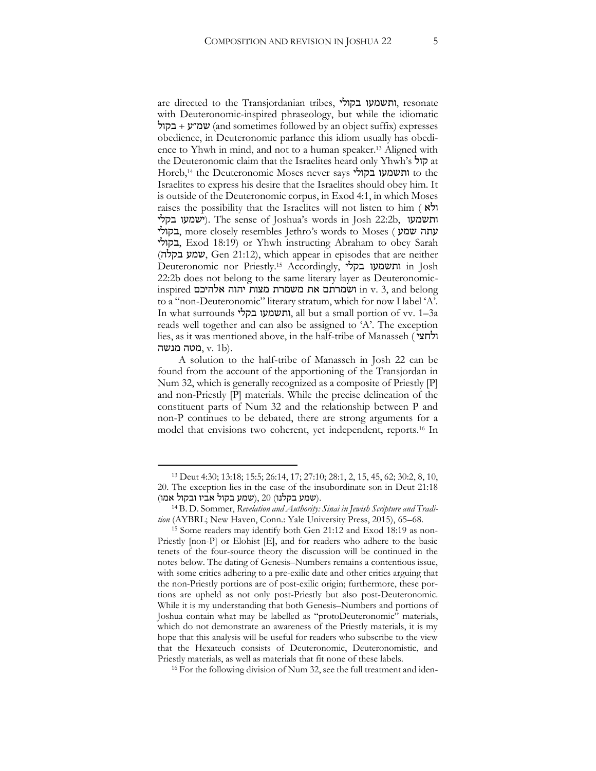are directed to the Transjordanian tribes, ותשמעו בקולי, resonate with Deuteronomic-inspired phraseology, but while the idiomatic שמ״ע + בקול (and sometimes followed by an object suffix) expresses obedience, in Deuteronomic parlance this idiom usually has obedience to Yhwh in mind, and not to a human speaker.[13] Aligned with the Deuteronomic claim that the Israelites heard only Yhwh's קול at Horeb,[14] the Deuteronomic Moses never says ותשמעו בקולי to the Israelites to express his desire that the Israelites should obey him. It is outside of the Deuteronomic corpus, in Exod 4:1, in which Moses raises the possibility that the Israelites will not listen to him (ולא ישמעו בקלי). The sense of Joshua's words in Josh 22:2b, ותשמעו בקולי, more closely resembles Jethro's words to Moses (עתה שמע בקולי, Exod 18:19) or Yhwh instructing Abraham to obey Sarah (שמע בקלה, Gen 21:12), which appear in episodes that are neither Deuteronomic nor Priestly.[15] Accordingly, ותשמעו בקלי in Josh 22:2b does not belong to the same literary layer as Deuteronomic-inspired ושמרתם את משמרת מצות יהוה אלהיכם in v. 3, and belong to a "non-Deuteronomic" literary stratum, which for now I label 'A'. In what surrounds ותשמעו בקלי, all but a small portion of vv. 1–3a reads well together and can also be assigned to 'A'. The exception lies, as it was mentioned above, in the half-tribe of Manasseh (ולחצי מטה מנשה, v. 1b).

A solution to the half-tribe of Manasseh in Josh 22 can be found from the account of the apportioning of the Transjordan in Num 32, which is generally recognized as a composite of Priestly [P] and non-Priestly [P] materials. While the precise delineation of the constituent parts of Num 32 and the relationship between P and non-P continues to be debated, there are strong arguments for a model that envisions two coherent, yet independent, reports.[16] In

---

[13] Deut 4:30; 13:18; 15:5; 26:14, 17; 27:10; 28:1, 2, 15, 45, 62; 30:2, 8, 10, 20. The exception lies in the case of the insubordinate son in Deut 21:18 (שמע בקול אביו ובקול אמו), 20 (שמע בקלנו).

[14] B. D. Sommer, *Revelation and Authority: Sinai in Jewish Scripture and Tradition* (AYBRL; New Haven, Conn.: Yale University Press, 2015), 65–68.

[15] Some readers may identify both Gen 21:12 and Exod 18:19 as non-Priestly [non-P] or Elohist [E], and for readers who adhere to the basic tenets of the four-source theory the discussion will be continued in the notes below. The dating of Genesis–Numbers remains a contentious issue, with some critics adhering to a pre-exilic date and other critics arguing that the non-Priestly portions are of post-exilic origin; furthermore, these portions are upheld as not only post-Priestly but also post-Deuteronomic. While it is my understanding that both Genesis–Numbers and portions of Joshua contain what may be labelled as "protoDeuteronomic" materials, which do not demonstrate an awareness of the Priestly materials, it is my hope that this analysis will be useful for readers who subscribe to the view that the Hexateuch consists of Deuteronomic, Deuteronomistic, and Priestly materials, as well as materials that fit none of these labels.

[16] For the following division of Num 32, see the full treatment and iden-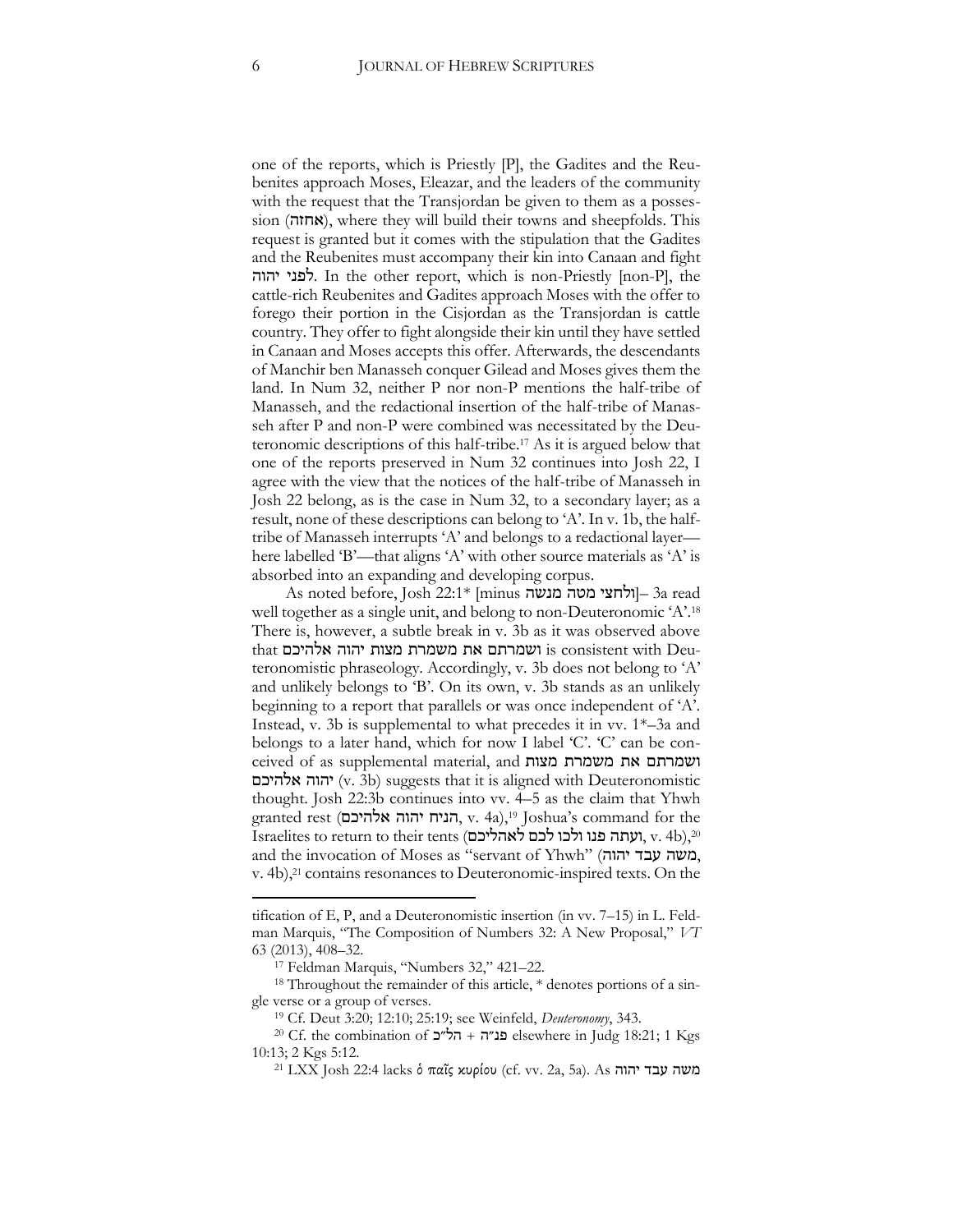one of the reports, which is Priestly [P], the Gadites and the Reubenites approach Moses, Eleazar, and the leaders of the community with the request that the Transjordan be given to them as a possession (אחזה), where they will build their towns and sheepfolds. This request is granted but it comes with the stipulation that the Gadites and the Reubenites must accompany their kin into Canaan and fight לפני יהוה. In the other report, which is non-Priestly [non-P], the cattle-rich Reubenites and Gadites approach Moses with the offer to forego their portion in the Cisjordan as the Transjordan is cattle country. They offer to fight alongside their kin until they have settled in Canaan and Moses accepts this offer. Afterwards, the descendants of Manchir ben Manasseh conquer Gilead and Moses gives them the land. In Num 32, neither P nor non-P mentions the half-tribe of Manasseh, and the redactional insertion of the half-tribe of Manasseh after P and non-P were combined was necessitated by the Deuteronomic descriptions of this half-tribe.[17] As it is argued below that one of the reports preserved in Num 32 continues into Josh 22, I agree with the view that the notices of the half-tribe of Manasseh in Josh 22 belong, as is the case in Num 32, to a secondary layer; as a result, none of these descriptions can belong to 'A'. In v. 1b, the half-tribe of Manasseh interrupts 'A' and belongs to a redactional layer—here labelled 'B'—that aligns 'A' with other source materials as 'A' is absorbed into an expanding and developing corpus.

As noted before, Josh 22:1* [minus ולחצי מטה מנשה]– 3a read well together as a single unit, and belong to non-Deuteronomic 'A'.[18] There is, however, a subtle break in v. 3b as it was observed above that ושמרתם את משמרת מצות יהוה אלהיכם is consistent with Deuteronomistic phraseology. Accordingly, v. 3b does not belong to 'A' and unlikely belongs to 'B'. On its own, v. 3b stands as an unlikely beginning to a report that parallels or was once independent of 'A'. Instead, v. 3b is supplemental to what precedes it in vv. 1*–3a and belongs to a later hand, which for now I label 'C'. 'C' can be conceived of as supplemental material, and ושמרתם את משמרת מצות יהוה אלהיכם (v. 3b) suggests that it is aligned with Deuteronomistic thought. Josh 22:3b continues into vv. 4–5 as the claim that Yhwh granted rest (הניח יהוה אלהיכם, v. 4a),[19] Joshua's command for the Israelites to return to their tents (ועתה פנו ולכו לכם לאהליכם, v. 4b),[20] and the invocation of Moses as "servant of Yhwh" (משה עבד יהוה, v. 4b),[21] contains resonances to Deuteronomic-inspired texts. On the

---

tification of E, P, and a Deuteronomistic insertion (in vv. 7–15) in L. Feldman Marquis, "The Composition of Numbers 32: A New Proposal," *VT* 63 (2013), 408–32.

[17] Feldman Marquis, "Numbers 32," 421–22.

[18] Throughout the remainder of this article, * denotes portions of a single verse or a group of verses.

[19] Cf. Deut 3:20; 12:10; 25:19; see Weinfeld, *Deuteronomy*, 343.

[20] Cf. the combination of פנ״ה + הל״כ elsewhere in Judg 18:21; 1 Kgs 10:13; 2 Kgs 5:12.

[21] LXX Josh 22:4 lacks ὁ παῖς κυρίου (cf. vv. 2a, 5a). As משה עבד יהוה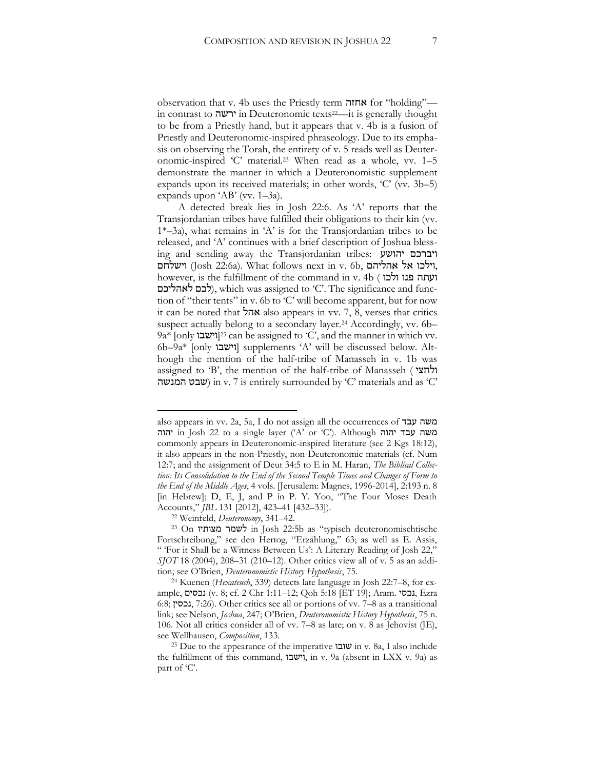observation that v. 4b uses the Priestly term אחזה for "holding"—in contrast to ירשה in Deuteronomic texts[22]—it is generally thought to be from a Priestly hand, but it appears that v. 4b is a fusion of Priestly and Deuteronomic-inspired phraseology. Due to its emphasis on observing the Torah, the entirety of v. 5 reads well as Deuteronomic-inspired 'C' material.[23] When read as a whole, vv. 1–5 demonstrate the manner in which a Deuteronomistic supplement expands upon its received materials; in other words, 'C' (vv. 3b–5) expands upon 'AB' (vv. 1–3a).

A detected break lies in Josh 22:6. As 'A' reports that the Transjordanian tribes have fulfilled their obligations to their kin (vv. 1*–3a), what remains in 'A' is for the Transjordanian tribes to be released, and 'A' continues with a brief description of Joshua blessing and sending away the Transjordanian tribes: ויברכם יהושע וישלחם (Josh 22:6a). What follows next in v. 6b, וילכו אל אהליהם, however, is the fulfillment of the command in v. 4b (ועתה פנו ולכו לכם לאהליכם), which was assigned to 'C'. The significance and function of "their tents" in v. 6b to 'C' will become apparent, but for now it can be noted that אהל also appears in vv. 7, 8, verses that critics suspect actually belong to a secondary layer.[24] Accordingly, vv. 6b–9a* [only וישבו][25] can be assigned to 'C', and the manner in which vv. 6b–9a* [only וישבו] supplements 'A' will be discussed below. Although the mention of the half-tribe of Manasseh in v. 1b was assigned to 'B', the mention of the half-tribe of Manasseh (ולחצי שבט המנשה) in v. 7 is entirely surrounded by 'C' materials and as 'C'

---

also appears in vv. 2a, 5a, I do not assign all the occurrences of משה עבד יהוה in Josh 22 to a single layer ('A' or 'C'). Although משה עבד יהוה commonly appears in Deuteronomic-inspired literature (see 2 Kgs 18:12), it also appears in the non-Priestly, non-Deuteronomic materials (cf. Num 12:7; and the assignment of Deut 34:5 to E in M. Haran, *The Biblical Collection: Its Consolidation to the End of the Second Temple Times and Changes of Form to the End of the Middle Ages*, 4 vols. [Jerusalem: Magnes, 1996-2014], 2:193 n. 8 [in Hebrew]; D, E, J, and P in P. Y. Yoo, "The Four Moses Death Accounts," *JBL* 131 [2012], 423–41 [432–33]).

[22] Weinfeld, *Deuteronomy*, 341–42.

[23] On לשמר מצותיו in Josh 22:5b as "typisch deuteronomischtische Fortschreibung," see den Hertog, "Erzählung," 63; as well as E. Assis, "'For it Shall be a Witness Between Us': A Literary Reading of Josh 22," *SJOT* 18 (2004), 208–31 (210–12). Other critics view all of v. 5 as an addition; see O'Brien, *Deuteronomistic History Hypothesis*, 75.

[24] Kuenen (*Hexateuch*, 339) detects late language in Josh 22:7–8, for example, נכסים (v. 8; cf. 2 Chr 1:11–12; Qoh 5:18 [ET 19]; Aram. נכסי, Ezra 6:8; נכסין, 7:26). Other critics see all or portions of vv. 7–8 as a transitional link; see Nelson, *Joshua*, 247; O'Brien, *Deuteronomistic History Hypothesis*, 75 n. 106. Not all critics consider all of vv. 7–8 as late; on v. 8 as Jehovist (JE), see Wellhausen, *Composition*, 133.

[25] Due to the appearance of the imperative שובו in v. 8a, I also include the fulfillment of this command, וישבו, in v. 9a (absent in LXX v. 9a) as part of 'C'.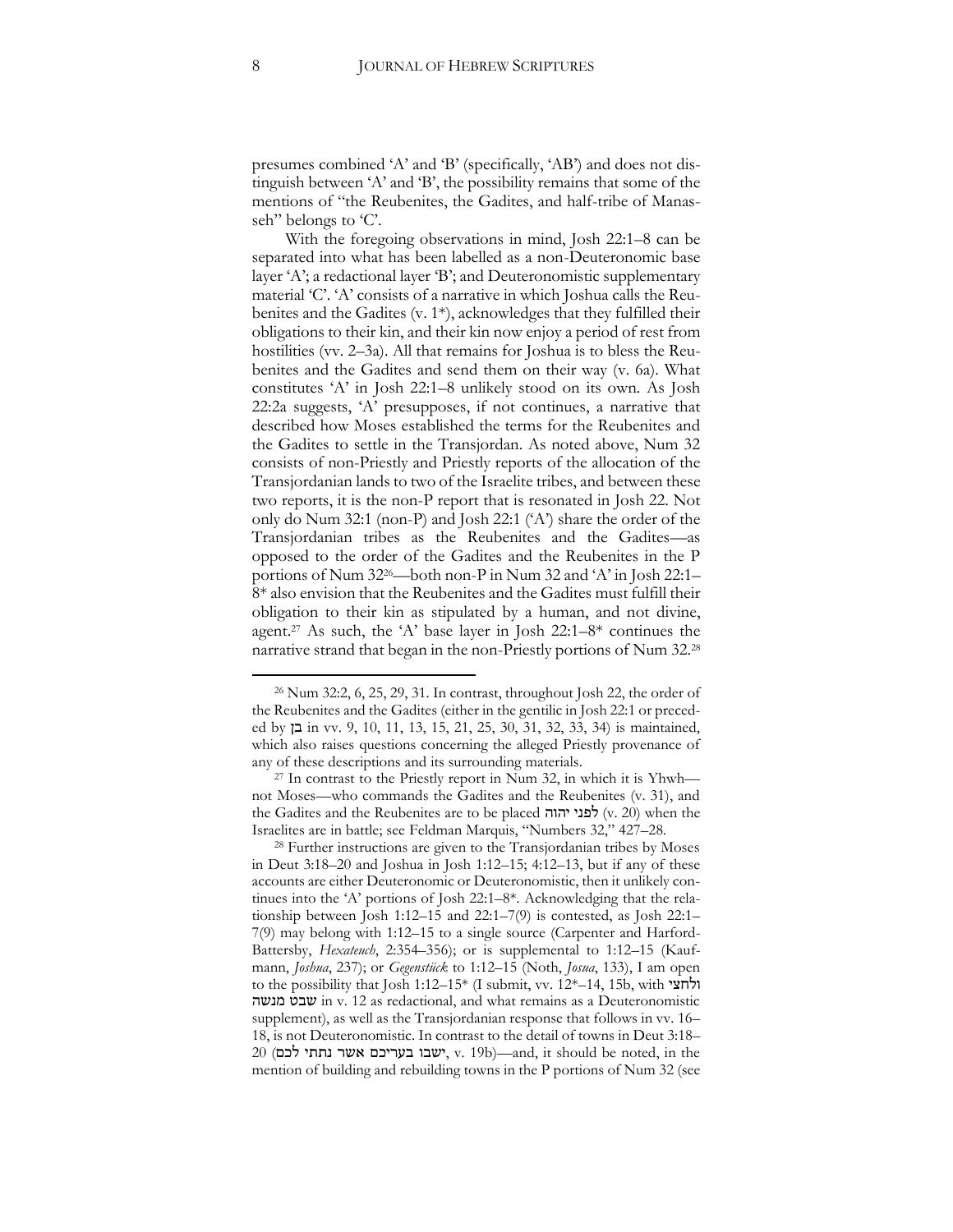presumes combined 'A' and 'B' (specifically, 'AB') and does not distinguish between 'A' and 'B', the possibility remains that some of the mentions of "the Reubenites, the Gadites, and half-tribe of Manasseh" belongs to 'C'.

With the foregoing observations in mind, Josh 22:1–8 can be separated into what has been labelled as a non-Deuteronomic base layer 'A'; a redactional layer 'B'; and Deuteronomistic supplementary material 'C'. 'A' consists of a narrative in which Joshua calls the Reubenites and the Gadites (v. 1*), acknowledges that they fulfilled their obligations to their kin, and their kin now enjoy a period of rest from hostilities (vv. 2–3a). All that remains for Joshua is to bless the Reubenites and the Gadites and send them on their way (v. 6a). What constitutes 'A' in Josh 22:1–8 unlikely stood on its own. As Josh 22:2a suggests, 'A' presupposes, if not continues, a narrative that described how Moses established the terms for the Reubenites and the Gadites to settle in the Transjordan. As noted above, Num 32 consists of non-Priestly and Priestly reports of the allocation of the Transjordanian lands to two of the Israelite tribes, and between these two reports, it is the non-P report that is resonated in Josh 22. Not only do Num 32:1 (non-P) and Josh 22:1 ('A') share the order of the Transjordanian tribes as the Reubenites and the Gadites—as opposed to the order of the Gadites and the Reubenites in the P portions of Num 32[26]—both non-P in Num 32 and 'A' in Josh 22:1–8* also envision that the Reubenites and the Gadites must fulfill their obligation to their kin as stipulated by a human, and not divine, agent.[27] As such, the 'A' base layer in Josh 22:1–8* continues the narrative strand that began in the non-Priestly portions of Num 32.[28]

---

[26] Num 32:2, 6, 25, 29, 31. In contrast, throughout Josh 22, the order of the Reubenites and the Gadites (either in the gentilic in Josh 22:1 or preceded by בן in vv. 9, 10, 11, 13, 15, 21, 25, 30, 31, 32, 33, 34) is maintained, which also raises questions concerning the alleged Priestly provenance of any of these descriptions and its surrounding materials.

[27] In contrast to the Priestly report in Num 32, in which it is Yhwh—not Moses—who commands the Gadites and the Reubenites (v. 31), and the Gadites and the Reubenites are to be placed לפני יהוה (v. 20) when the Israelites are in battle; see Feldman Marquis, "Numbers 32," 427–28.

[28] Further instructions are given to the Transjordanian tribes by Moses in Deut 3:18–20 and Joshua in Josh 1:12–15; 4:12–13, but if any of these accounts are either Deuteronomic or Deuteronomistic, then it unlikely continues into the 'A' portions of Josh 22:1–8*. Acknowledging that the relationship between Josh 1:12–15 and 22:1–7(9) is contested, as Josh 22:1–7(9) may belong with 1:12–15 to a single source (Carpenter and Harford-Battersby, *Hexateuch*, 2:354–356); or is supplemental to 1:12–15 (Kaufmann, *Joshua*, 237); or *Gegenstück* to 1:12–15 (Noth, *Josua*, 133), I am open to the possibility that Josh 1:12–15* (I submit, vv. 12*–14, 15b, with ולחצי שבט מנשה in v. 12 as redactional, and what remains as a Deuteronomistic supplement), as well as the Transjordanian response that follows in vv. 16–18, is not Deuteronomistic. In contrast to the detail of towns in Deut 3:18–20 (ישבו בעריכם אשר נתתי לכם, v. 19b)—and, it should be noted, in the mention of building and rebuilding towns in the P portions of Num 32 (see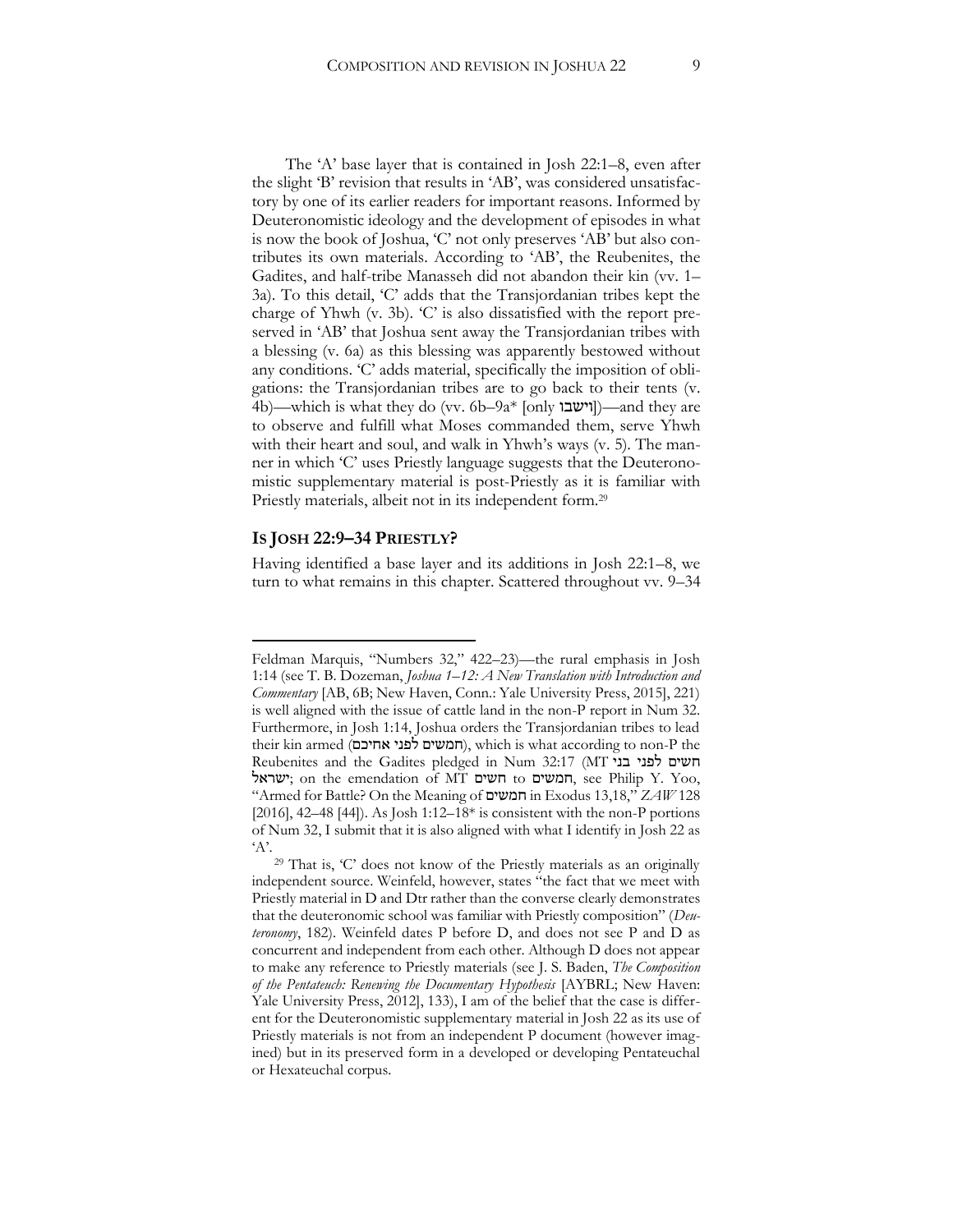The 'A' base layer that is contained in Josh 22:1–8, even after the slight 'B' revision that results in 'AB', was considered unsatisfactory by one of its earlier readers for important reasons. Informed by Deuteronomistic ideology and the development of episodes in what is now the book of Joshua, 'C' not only preserves 'AB' but also contributes its own materials. According to 'AB', the Reubenites, the Gadites, and half-tribe Manasseh did not abandon their kin (vv. 1–3a). To this detail, 'C' adds that the Transjordanian tribes kept the charge of Yhwh (v. 3b). 'C' is also dissatisfied with the report preserved in 'AB' that Joshua sent away the Transjordanian tribes with a blessing (v. 6a) as this blessing was apparently bestowed without any conditions. 'C' adds material, specifically the imposition of obligations: the Transjordanian tribes are to go back to their tents (v. 4b)—which is what they do (vv. 6b–9a* [only וישבו])—and they are to observe and fulfill what Moses commanded them, serve Yhwh with their heart and soul, and walk in Yhwh's ways (v. 5). The manner in which 'C' uses Priestly language suggests that the Deuteronomistic supplementary material is post-Priestly as it is familiar with Priestly materials, albeit not in its independent form.[29]

## IS JOSH 22:9–34 PRIESTLY?

Having identified a base layer and its additions in Josh 22:1–8, we turn to what remains in this chapter. Scattered throughout vv. 9–34

---

Feldman Marquis, "Numbers 32," 422–23)—the rural emphasis in Josh 1:14 (see T. B. Dozeman, *Joshua 1–12: A New Translation with Introduction and Commentary* [AB, 6B; New Haven, Conn.: Yale University Press, 2015], 221) is well aligned with the issue of cattle land in the non-P report in Num 32. Furthermore, in Josh 1:14, Joshua orders the Transjordanian tribes to lead their kin armed (חמשים לפני אחיכם), which is what according to non-P the Reubenites and the Gadites pledged in Num 32:17 (MT חשים לפני בני ישראל; on the emendation of MT חשים to חמשים, see Philip Y. Yoo, "Armed for Battle? On the Meaning of חמשים in Exodus 13,18," *ZAW* 128 [2016], 42–48 [44]). As Josh 1:12–18* is consistent with the non-P portions of Num 32, I submit that it is also aligned with what I identify in Josh 22 as 'A'.

[29] That is, 'C' does not know of the Priestly materials as an originally independent source. Weinfeld, however, states "the fact that we meet with Priestly material in D and Dtr rather than the converse clearly demonstrates that the deuteronomic school was familiar with Priestly composition" (*Deuteronomy*, 182). Weinfeld dates P before D, and does not see P and D as concurrent and independent from each other. Although D does not appear to make any reference to Priestly materials (see J. S. Baden, *The Composition of the Pentateuch: Renewing the Documentary Hypothesis* [AYBRL; New Haven: Yale University Press, 2012], 133), I am of the belief that the case is different for the Deuteronomistic supplementary material in Josh 22 as its use of Priestly materials is not from an independent P document (however imagined) but in its preserved form in a developed or developing Pentateuchal or Hexateuchal corpus.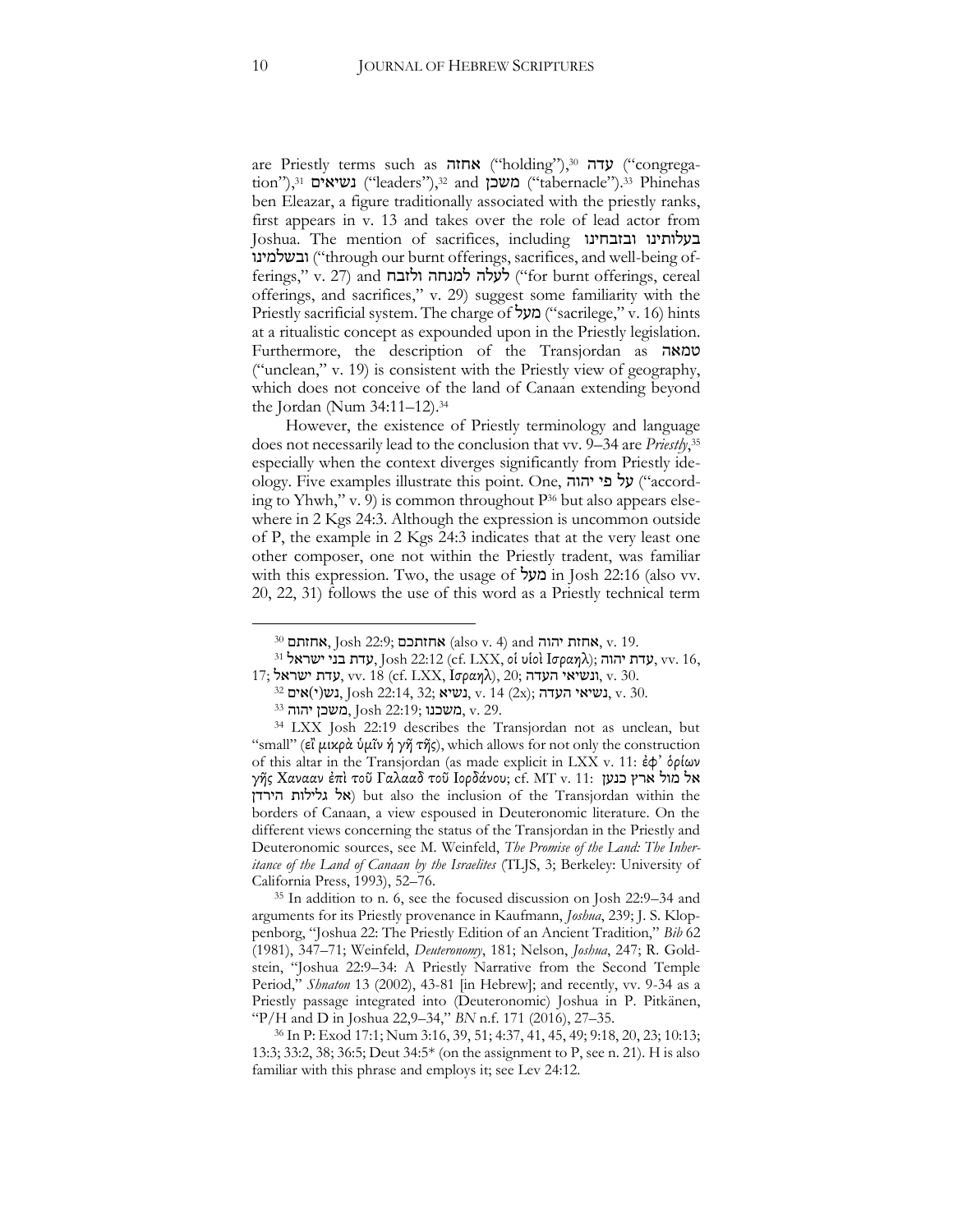are Priestly terms such as אחזה ("holding"),[30] עדה ("congregation"),[31] נשיאים ("leaders"),[32] and משכן ("tabernacle").[33] Phinehas ben Eleazar, a figure traditionally associated with the priestly ranks, first appears in v. 13 and takes over the role of lead actor from Joshua. The mention of sacrifices, including בעלותינו ובזבחינו ובשלמינו ("through our burnt offerings, sacrifices, and well-being offerings," v. 27) and לעלה למנחה ולזבח ("for burnt offerings, cereal offerings, and sacrifices," v. 29) suggest some familiarity with the Priestly sacrificial system. The charge of מעל ("sacrilege," v. 16) hints at a ritualistic concept as expounded upon in the Priestly legislation. Furthermore, the description of the Transjordan as טמאה ("unclean," v. 19) is consistent with the Priestly view of geography, which does not conceive of the land of Canaan extending beyond the Jordan (Num 34:11–12).[34]

However, the existence of Priestly terminology and language does not necessarily lead to the conclusion that vv. 9–34 are *Priestly*,[35] especially when the context diverges significantly from Priestly ideology. Five examples illustrate this point. One, על פי יהוה ("according to Yhwh," v. 9) is common throughout P[36] but also appears elsewhere in 2 Kgs 24:3. Although the expression is uncommon outside of P, the example in 2 Kgs 24:3 indicates that at the very least one other composer, one not within the Priestly tradent, was familiar with this expression. Two, the usage of מעל in Josh 22:16 (also vv. 20, 22, 31) follows the use of this word as a Priestly technical term

---

[30] אחזתם, Josh 22:9; אחזתכם (also v. 4) and אחזת יהוה, v. 19.

[31] עדת בני ישראל, Josh 22:12 (cf. LXX, οἱ υἱοὶ Ισραηλ); עדת יהוה, vv. 16, 17; עדת ישראל, vv. 18 (cf. LXX, Ισραηλ), 20; ונשיאי העדה, v. 30.

[32] נש(י)אים, Josh 22:14, 32; נשיא, v. 14 (2x); נשיאי העדה, v. 30.

[33] משכן יהוה, Josh 22:19; משכנו, v. 29.

[34] LXX Josh 22:19 describes the Transjordan not as unclean, but "small" (εἰ μικρὰ ὑμῖν ἡ γῆ τῆς), which allows for not only the construction of this altar in the Transjordan (as made explicit in LXX v. 11: ἐφ᾽ ὁρίων γῆς Χανααν ἐπὶ τοῦ Γαλααδ τοῦ Ιορδάνου; cf. MT v. 11: אל מול ארץ כנען אל גלילות הירדן) but also the inclusion of the Transjordan within the borders of Canaan, a view espoused in Deuteronomic literature. On the different views concerning the status of the Transjordan in the Priestly and Deuteronomic sources, see M. Weinfeld, *The Promise of the Land: The Inheritance of the Land of Canaan by the Israelites* (TLJS, 3; Berkeley: University of California Press, 1993), 52–76.

[35] In addition to n. 6, see the focused discussion on Josh 22:9–34 and arguments for its Priestly provenance in Kaufmann, *Joshua*, 239; J. S. Kloppenborg, "Joshua 22: The Priestly Edition of an Ancient Tradition," *Bib* 62 (1981), 347–71; Weinfeld, *Deuteronomy*, 181; Nelson, *Joshua*, 247; R. Goldstein, "Joshua 22:9–34: A Priestly Narrative from the Second Temple Period," *Shnaton* 13 (2002), 43-81 [in Hebrew]; and recently, vv. 9-34 as a Priestly passage integrated into (Deuteronomic) Joshua in P. Pitkänen, "P/H and D in Joshua 22,9–34," *BN* n.f. 171 (2016), 27–35.

[36] In P: Exod 17:1; Num 3:16, 39, 51; 4:37, 41, 45, 49; 9:18, 20, 23; 10:13; 13:3; 33:2, 38; 36:5; Deut 34:5* (on the assignment to P, see n. 21). H is also familiar with this phrase and employs it; see Lev 24:12.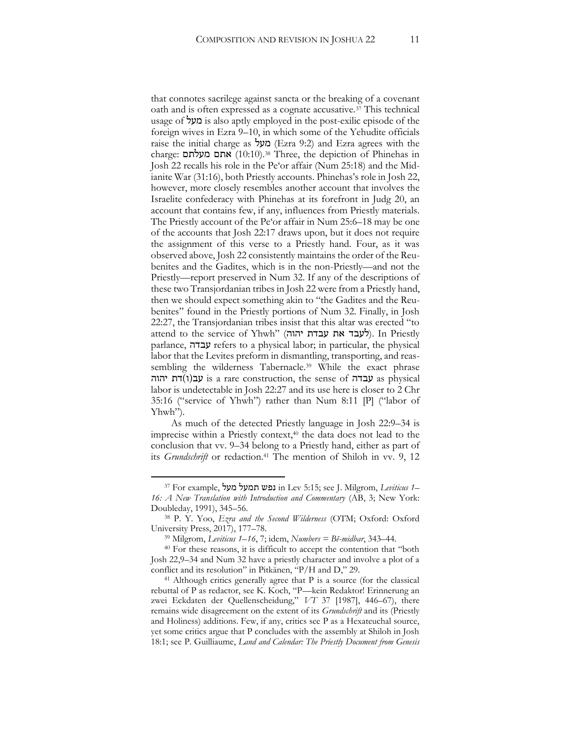that connotes sacrilege against sancta or the breaking of a covenant oath and is often expressed as a cognate accusative.[37] This technical usage of מעל is also aptly employed in the post-exilic episode of the foreign wives in Ezra 9–10, in which some of the Yehudite officials raise the initial charge as מעל (Ezra 9:2) and Ezra agrees with the charge: אתם מעלתם (10:10).[38] Three, the depiction of Phinehas in Josh 22 recalls his role in the Pe'or affair (Num 25:18) and the Midianite War (31:16), both Priestly accounts. Phinehas's role in Josh 22, however, more closely resembles another account that involves the Israelite confederacy with Phinehas at its forefront in Judg 20, an account that contains few, if any, influences from Priestly materials. The Priestly account of the Pe'or affair in Num 25:6–18 may be one of the accounts that Josh 22:17 draws upon, but it does not require the assignment of this verse to a Priestly hand. Four, as it was observed above, Josh 22 consistently maintains the order of the Reubenites and the Gadites, which is in the non-Priestly—and not the Priestly—report preserved in Num 32. If any of the descriptions of these two Transjordanian tribes in Josh 22 were from a Priestly hand, then we should expect something akin to "the Gadites and the Reubenites" found in the Priestly portions of Num 32. Finally, in Josh 22:27, the Transjordanian tribes insist that this altar was erected "to attend to the service of Yhwh" (לעבד את עבדת יהוה). In Priestly parlance, עבדה refers to a physical labor; in particular, the physical labor that the Levites preform in dismantling, transporting, and reassembling the wilderness Tabernacle.[39] While the exact phrase עב(ו)דת יהוה is a rare construction, the sense of עבדה as physical labor is undetectable in Josh 22:27 and its use here is closer to 2 Chr 35:16 ("service of Yhwh") rather than Num 8:11 [P] ("labor of Yhwh").

As much of the detected Priestly language in Josh 22:9–34 is imprecise within a Priestly context,[40] the data does not lead to the conclusion that vv. 9–34 belong to a Priestly hand, either as part of its *Grundschrift* or redaction.[41] The mention of Shiloh in vv. 9, 12

---

[37] For example, נפש תמעל מעל in Lev 5:15; see J. Milgrom, *Leviticus 1–16: A New Translation with Introduction and Commentary* (AB, 3; New York: Doubleday, 1991), 345–56.

[38] P. Y. Yoo, *Ezra and the Second Wilderness* (OTM; Oxford: Oxford University Press, 2017), 177–78.

[39] Milgrom, *Leviticus 1–16*, 7; idem, *Numbers = Bĕ-midbar*, 343–44.

[40] For these reasons, it is difficult to accept the contention that "both Josh 22,9–34 and Num 32 have a priestly character and involve a plot of a conflict and its resolution" in Pitkänen, "P/H and D," 29.

[41] Although critics generally agree that P is a source (for the classical rebuttal of P as redactor, see K. Koch, "P—kein Redaktor! Erinnerung an zwei Eckdaten der Quellenscheidung," *VT* 37 [1987], 446–67), there remains wide disagreement on the extent of its *Grundschrift* and its (Priestly and Holiness) additions. Few, if any, critics see P as a Hexateuchal source, yet some critics argue that P concludes with the assembly at Shiloh in Josh 18:1; see P. Guilliaume, *Land and Calendar: The Priestly Document from Genesis*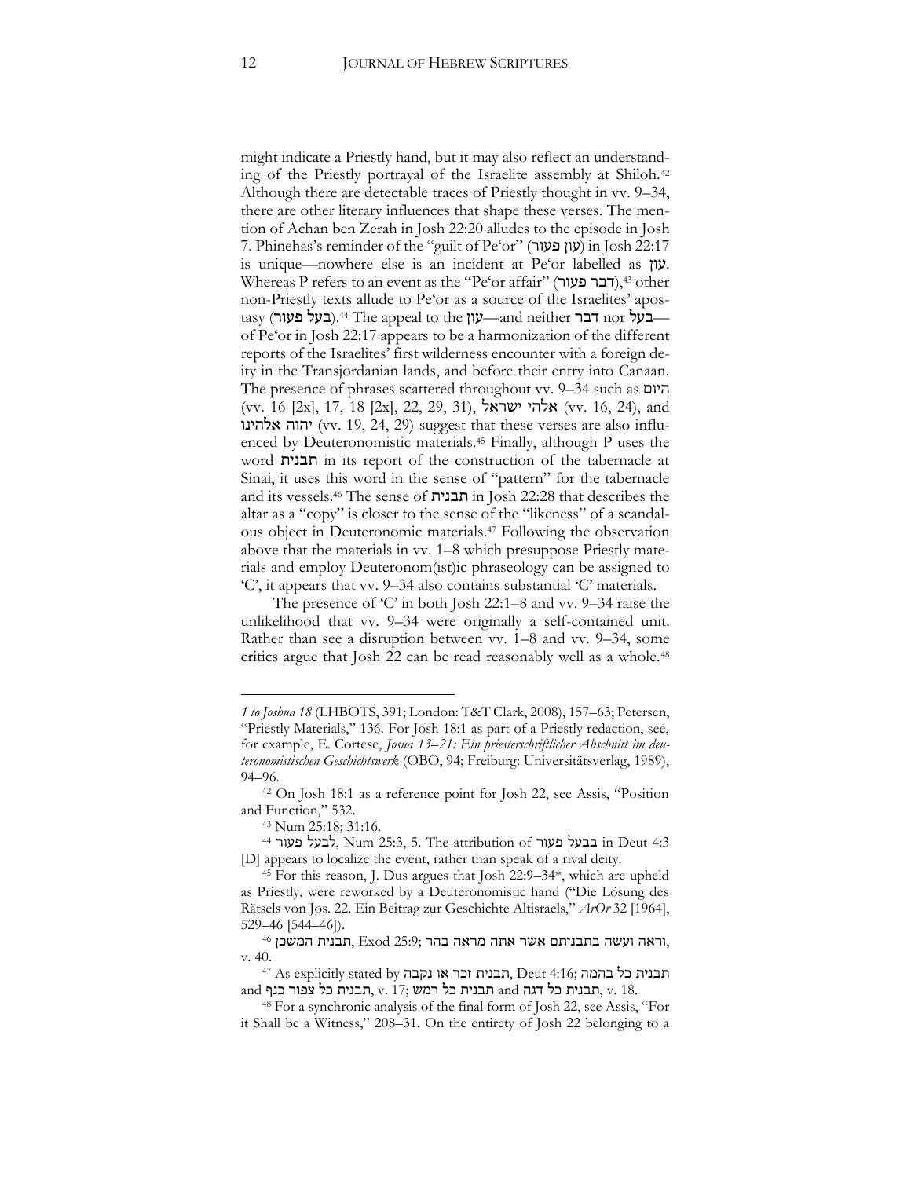might indicate a Priestly hand, but it may also reflect an understanding of the Priestly portrayal of the Israelite assembly at Shiloh.[42] Although there are detectable traces of Priestly thought in vv. 9–34, there are other literary influences that shape these verses. The mention of Achan ben Zerah in Josh 22:20 alludes to the episode in Josh 7. Phinehas's reminder of the "guilt of Pe'or" (עון פעור) in Josh 22:17 is unique—nowhere else is an incident at Pe'or labelled as עון. Whereas P refers to an event as the "Pe'or affair" (דבר פעור),[43] other non-Priestly texts allude to Pe'or as a source of the Israelites' apostasy (בעל פעור).[44] The appeal to the עון—and neither דבר nor בעל—of Pe'or in Josh 22:17 appears to be a harmonization of the different reports of the Israelites' first wilderness encounter with a foreign deity in the Transjordanian lands, and before their entry into Canaan. The presence of phrases scattered throughout vv. 9–34 such as היום (vv. 16 [2x], 17, 18 [2x], 22, 29, 31), אלהי ישראל (vv. 16, 24), and יהוה אלהינו (vv. 19, 24, 29) suggest that these verses are also influenced by Deuteronomistic materials.[45] Finally, although P uses the word תבנית in its report of the construction of the tabernacle at Sinai, it uses this word in the sense of "pattern" for the tabernacle and its vessels.[46] The sense of תבנית in Josh 22:28 that describes the altar as a "copy" is closer to the sense of the "likeness" of a scandalous object in Deuteronomic materials.[47] Following the observation above that the materials in vv. 1–8 which presuppose Priestly materials and employ Deuteronom(ist)ic phraseology can be assigned to 'C', it appears that vv. 9–34 also contains substantial 'C' materials.

The presence of 'C' in both Josh 22:1–8 and vv. 9–34 raise the unlikelihood that vv. 9–34 were originally a self-contained unit. Rather than see a disruption between vv. 1–8 and vv. 9–34, some critics argue that Josh 22 can be read reasonably well as a whole.[48]

---

*1 to Joshua 18* (LHBOTS, 391; London: T&T Clark, 2008), 157–63; Petersen, "Priestly Materials," 136. For Josh 18:1 as part of a Priestly redaction, see, for example, E. Cortese, *Josua 13–21: Ein priesterschriftlicher Abschnitt im deuteronomistischen Geschichtswerk* (OBO, 94; Freiburg: Universitätsverlag, 1989), 94–96.

[42] On Josh 18:1 as a reference point for Josh 22, see Assis, "Position and Function," 532.

[43] Num 25:18; 31:16.

[44] לבעל פעור, Num 25:3, 5. The attribution of בבעל פעור in Deut 4:3 [D] appears to localize the event, rather than speak of a rival deity.

[45] For this reason, J. Dus argues that Josh 22:9–34*, which are upheld as Priestly, were reworked by a Deuteronomistic hand ("Die Lösung des Rätsels von Jos. 22. Ein Beitrag zur Geschichte Altisraels," *ArOr* 32 [1964], 529–46 [544–46]).

[46] תבנית המשכן, Exod 25:9; וראה ועשה בתבניתם אשר אתה מראה בהר, v. 40.

[47] As explicitly stated by תבנית זכר או נקבה, Deut 4:16; תבנית כל בהמה and תבנית כל צפור כנף, v. 17; תבנית כל רמש and תבנית כל דגה, v. 18.

[48] For a synchronic analysis of the final form of Josh 22, see Assis, "For it Shall be a Witness," 208–31. On the entirety of Josh 22 belonging to a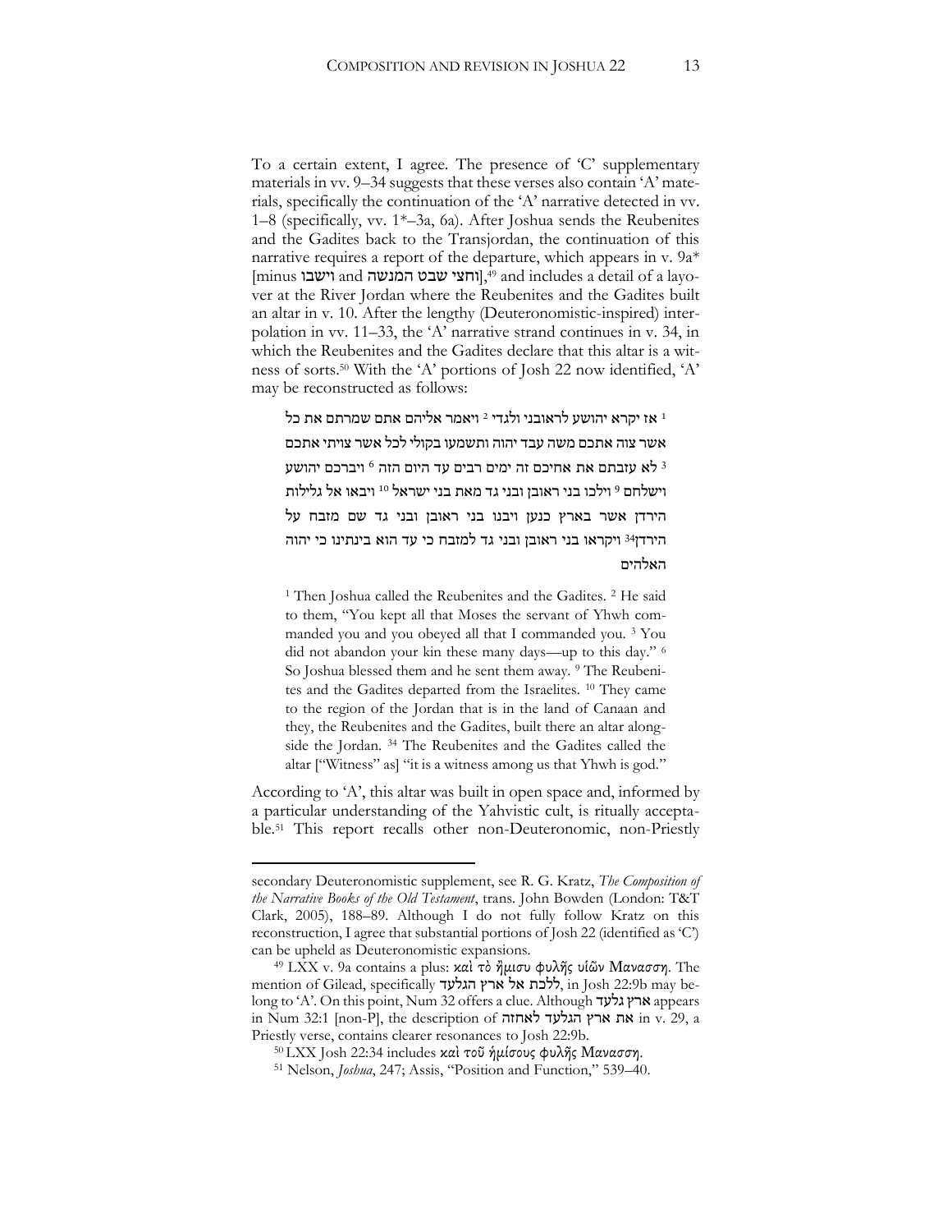To a certain extent, I agree. The presence of 'C' supplementary materials in vv. 9–34 suggests that these verses also contain 'A' materials, specifically the continuation of the 'A' narrative detected in vv. 1–8 (specifically, vv. 1*–3a, 6a). After Joshua sends the Reubenites and the Gadites back to the Transjordan, the continuation of this narrative requires a report of the departure, which appears in v. 9a* [minus וישבו and וחצי שבט המנשה],[49] and includes a detail of a layover at the River Jordan where the Reubenites and the Gadites built an altar in v. 10. After the lengthy (Deuteronomistic-inspired) interpolation in vv. 11–33, the 'A' narrative strand continues in v. 34, in which the Reubenites and the Gadites declare that this altar is a witness of sorts.[50] With the 'A' portions of Josh 22 now identified, 'A' may be reconstructed as follows:

> [1] אז יקרא יהושע לראובני ולגדי [2] ויאמר אליהם אתם שמרתם את כל אשר צוה אתכם משה עבד יהוה ותשמעו בקולי לכל אשר צויתי אתכם [3] לא עזבתם את אחיכם זה ימים רבים עד היום הזה [6] ויברכם יהושע וישלחם [9] וילכו בני ראובן ובני גד מאת בני ישראל [10] ויבאו אל גלילות הירדן אשר בארץ כנען ויבנו בני ראובן ובני גד שם מזבח על הירדן [34] ויקראו בני ראובן ובני גד למזבח כי עד הוא בינתינו כי יהוה האלהים
>
> [1] Then Joshua called the Reubenites and the Gadites. [2] He said to them, "You kept all that Moses the servant of Yhwh commanded you and you obeyed all that I commanded you. [3] You did not abandon your kin these many days—up to this day." [6] So Joshua blessed them and he sent them away. [9] The Reubenites and the Gadites departed from the Israelites. [10] They came to the region of the Jordan that is in the land of Canaan and they, the Reubenites and the Gadites, built there an altar alongside the Jordan. [34] The Reubenites and the Gadites called the altar ["Witness" as] "it is a witness among us that Yhwh is god."

According to 'A', this altar was built in open space and, informed by a particular understanding of the Yahvistic cult, is ritually acceptable.[51] This report recalls other non-Deuteronomic, non-Priestly

---

secondary Deuteronomistic supplement, see R. G. Kratz, *The Composition of the Narrative Books of the Old Testament*, trans. John Bowden (London: T&T Clark, 2005), 188–89. Although I do not fully follow Kratz on this reconstruction, I agree that substantial portions of Josh 22 (identified as 'C') can be upheld as Deuteronomistic expansions.

[49] LXX v. 9a contains a plus: καὶ τὸ ἥμισυ φυλῆς υἱῶν Μανασση. The mention of Gilead, specifically ללכת אל ארץ הגלעד, in Josh 22:9b may belong to 'A'. On this point, Num 32 offers a clue. Although ארץ גלעד appears in Num 32:1 [non-P], the description of את ארץ הגלעד לאחזה in v. 29, a Priestly verse, contains clearer resonances to Josh 22:9b.

[50] LXX Josh 22:34 includes καὶ τοῦ ἡμίσους φυλῆς Μανασση.

[51] Nelson, *Joshua*, 247; Assis, "Position and Function," 539–40.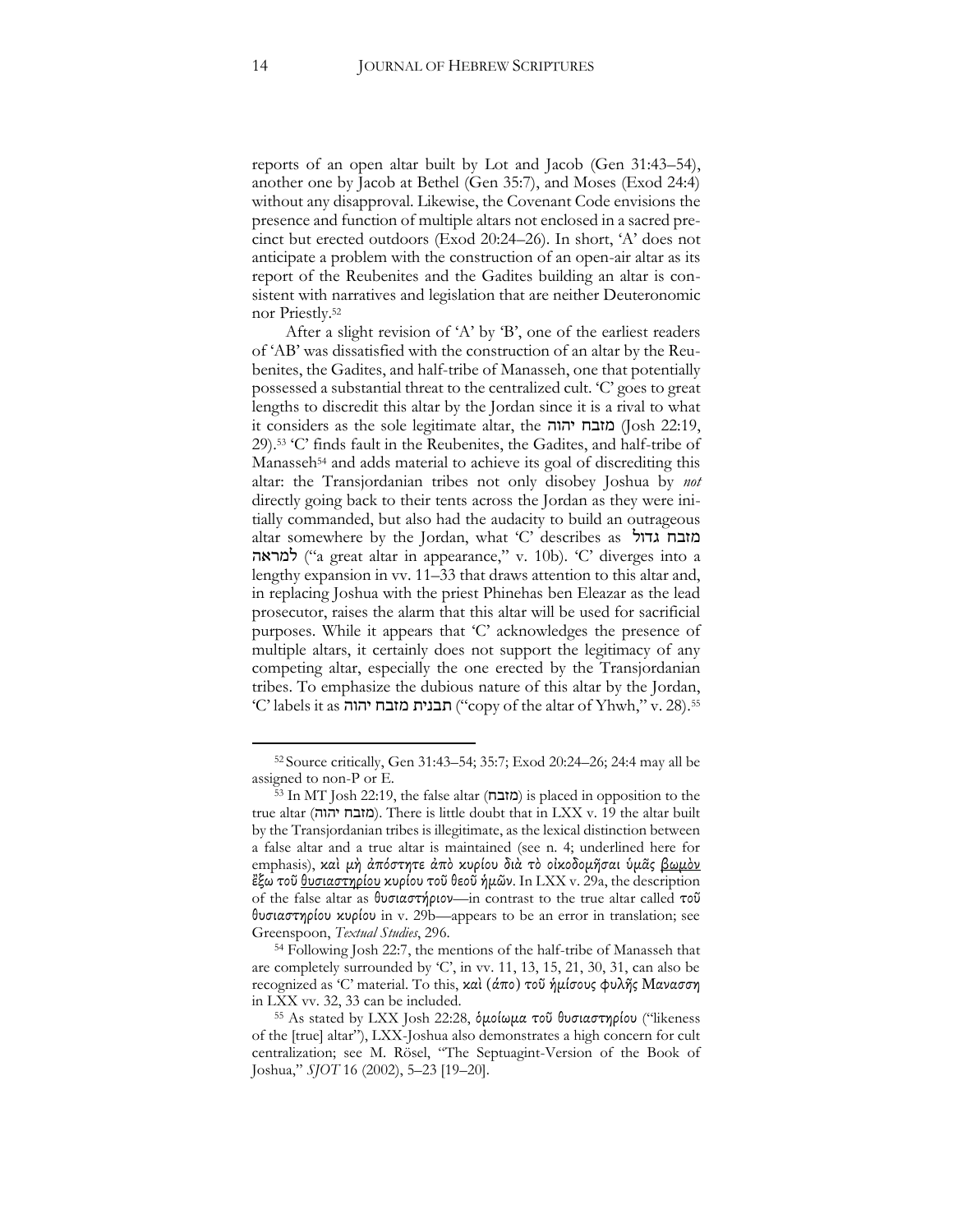reports of an open altar built by Lot and Jacob (Gen 31:43–54), another one by Jacob at Bethel (Gen 35:7), and Moses (Exod 24:4) without any disapproval. Likewise, the Covenant Code envisions the presence and function of multiple altars not enclosed in a sacred precinct but erected outdoors (Exod 20:24–26). In short, 'A' does not anticipate a problem with the construction of an open-air altar as its report of the Reubenites and the Gadites building an altar is consistent with narratives and legislation that are neither Deuteronomic nor Priestly.[52]

After a slight revision of 'A' by 'B', one of the earliest readers of 'AB' was dissatisfied with the construction of an altar by the Reubenites, the Gadites, and half-tribe of Manasseh, one that potentially possessed a substantial threat to the centralized cult. 'C' goes to great lengths to discredit this altar by the Jordan since it is a rival to what it considers as the sole legitimate altar, the מזבח יהוה (Josh 22:19, 29).[53] 'C' finds fault in the Reubenites, the Gadites, and half-tribe of Manasseh[54] and adds material to achieve its goal of discrediting this altar: the Transjordanian tribes not only disobey Joshua by *not* directly going back to their tents across the Jordan as they were initially commanded, but also had the audacity to build an outrageous altar somewhere by the Jordan, what 'C' describes as מזבח גדול למראה ("a great altar in appearance," v. 10b). 'C' diverges into a lengthy expansion in vv. 11–33 that draws attention to this altar and, in replacing Joshua with the priest Phinehas ben Eleazar as the lead prosecutor, raises the alarm that this altar will be used for sacrificial purposes. While it appears that 'C' acknowledges the presence of multiple altars, it certainly does not support the legitimacy of any competing altar, especially the one erected by the Transjordanian tribes. To emphasize the dubious nature of this altar by the Jordan, 'C' labels it as תבנית מזבח יהוה ("copy of the altar of Yhwh," v. 28).[55]

---

[52] Source critically, Gen 31:43–54; 35:7; Exod 20:24–26; 24:4 may all be assigned to non-P or E.

[53] In MT Josh 22:19, the false altar (מזבח) is placed in opposition to the true altar (מזבח יהוה). There is little doubt that in LXX v. 19 the altar built by the Transjordanian tribes is illegitimate, as the lexical distinction between a false altar and a true altar is maintained (see n. 4; underlined here for emphasis), καὶ μὴ ἀπόστητε ἀπὸ κυρίου διὰ τὸ οἰκοδομῆσαι ὑμᾶς <u>βωμὸν</u> ἔξω τοῦ <u>θυσιαστηρίου</u> κυρίου τοῦ θεοῦ ἡμῶν. In LXX v. 29a, the description of the false altar as θυσιαστήριον—in contrast to the true altar called τοῦ θυσιαστηρίου κυρίου in v. 29b—appears to be an error in translation; see Greenspoon, *Textual Studies*, 296.

[54] Following Josh 22:7, the mentions of the half-tribe of Manasseh that are completely surrounded by 'C', in vv. 11, 13, 15, 21, 30, 31, can also be recognized as 'C' material. To this, καὶ (ἀπο) τοῦ ἡμίσους φυλῆς Μανασση in LXX vv. 32, 33 can be included.

[55] As stated by LXX Josh 22:28, ὁμοίωμα τοῦ θυσιαστηρίου ("likeness of the [true] altar"), LXX-Joshua also demonstrates a high concern for cult centralization; see M. Rösel, "The Septuagint-Version of the Book of Joshua," *SJOT* 16 (2002), 5–23 [19–20].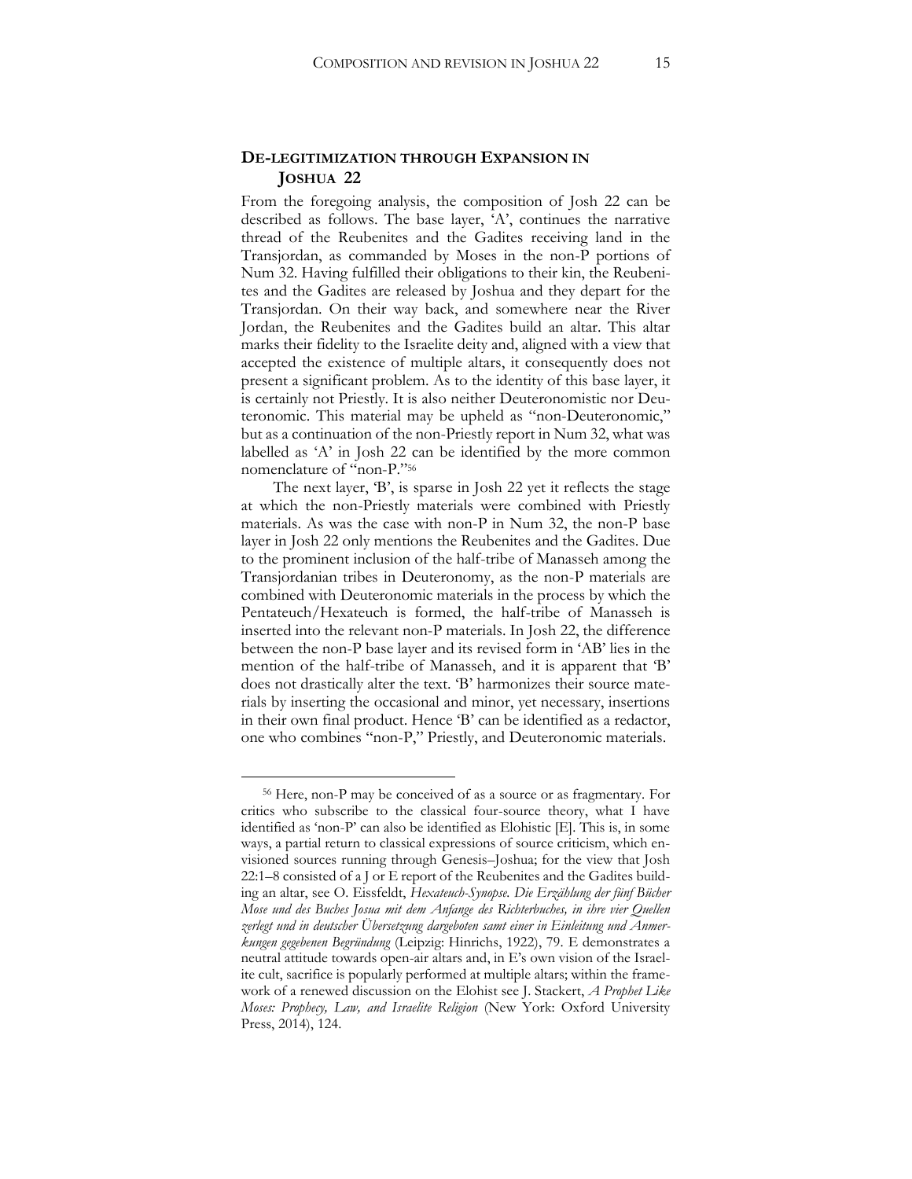## De-legitimization through Expansion in Joshua 22

From the foregoing analysis, the composition of Josh 22 can be described as follows. The base layer, 'A', continues the narrative thread of the Reubenites and the Gadites receiving land in the Transjordan, as commanded by Moses in the non-P portions of Num 32. Having fulfilled their obligations to their kin, the Reubenites and the Gadites are released by Joshua and they depart for the Transjordan. On their way back, and somewhere near the River Jordan, the Reubenites and the Gadites build an altar. This altar marks their fidelity to the Israelite deity and, aligned with a view that accepted the existence of multiple altars, it consequently does not present a significant problem. As to the identity of this base layer, it is certainly not Priestly. It is also neither Deuteronomistic nor Deuteronomic. This material may be upheld as "non-Deuteronomic," but as a continuation of the non-Priestly report in Num 32, what was labelled as 'A' in Josh 22 can be identified by the more common nomenclature of "non-P."[56]

The next layer, 'B', is sparse in Josh 22 yet it reflects the stage at which the non-Priestly materials were combined with Priestly materials. As was the case with non-P in Num 32, the non-P base layer in Josh 22 only mentions the Reubenites and the Gadites. Due to the prominent inclusion of the half-tribe of Manasseh among the Transjordanian tribes in Deuteronomy, as the non-P materials are combined with Deuteronomic materials in the process by which the Pentateuch/Hexateuch is formed, the half-tribe of Manasseh is inserted into the relevant non-P materials. In Josh 22, the difference between the non-P base layer and its revised form in 'AB' lies in the mention of the half-tribe of Manasseh, and it is apparent that 'B' does not drastically alter the text. 'B' harmonizes their source materials by inserting the occasional and minor, yet necessary, insertions in their own final product. Hence 'B' can be identified as a redactor, one who combines "non-P," Priestly, and Deuteronomic materials.

---

[56] Here, non-P may be conceived of as a source or as fragmentary. For critics who subscribe to the classical four-source theory, what I have identified as 'non-P' can also be identified as Elohistic [E]. This is, in some ways, a partial return to classical expressions of source criticism, which envisioned sources running through Genesis–Joshua; for the view that Josh 22:1–8 consisted of a J or E report of the Reubenites and the Gadites building an altar, see O. Eissfeldt, *Hexateuch-Synopse. Die Erzählung der fünf Bücher Mose und des Buches Josua mit dem Anfange des Richterbuches, in ihre vier Quellen zerlegt und in deutscher Übersetzung dargeboten samt einer in Einleitung und Anmerkungen gegebenen Begründung* (Leipzig: Hinrichs, 1922), 79. E demonstrates a neutral attitude towards open-air altars and, in E's own vision of the Israelite cult, sacrifice is popularly performed at multiple altars; within the framework of a renewed discussion on the Elohist see J. Stackert, *A Prophet Like Moses: Prophecy, Law, and Israelite Religion* (New York: Oxford University Press, 2014), 124.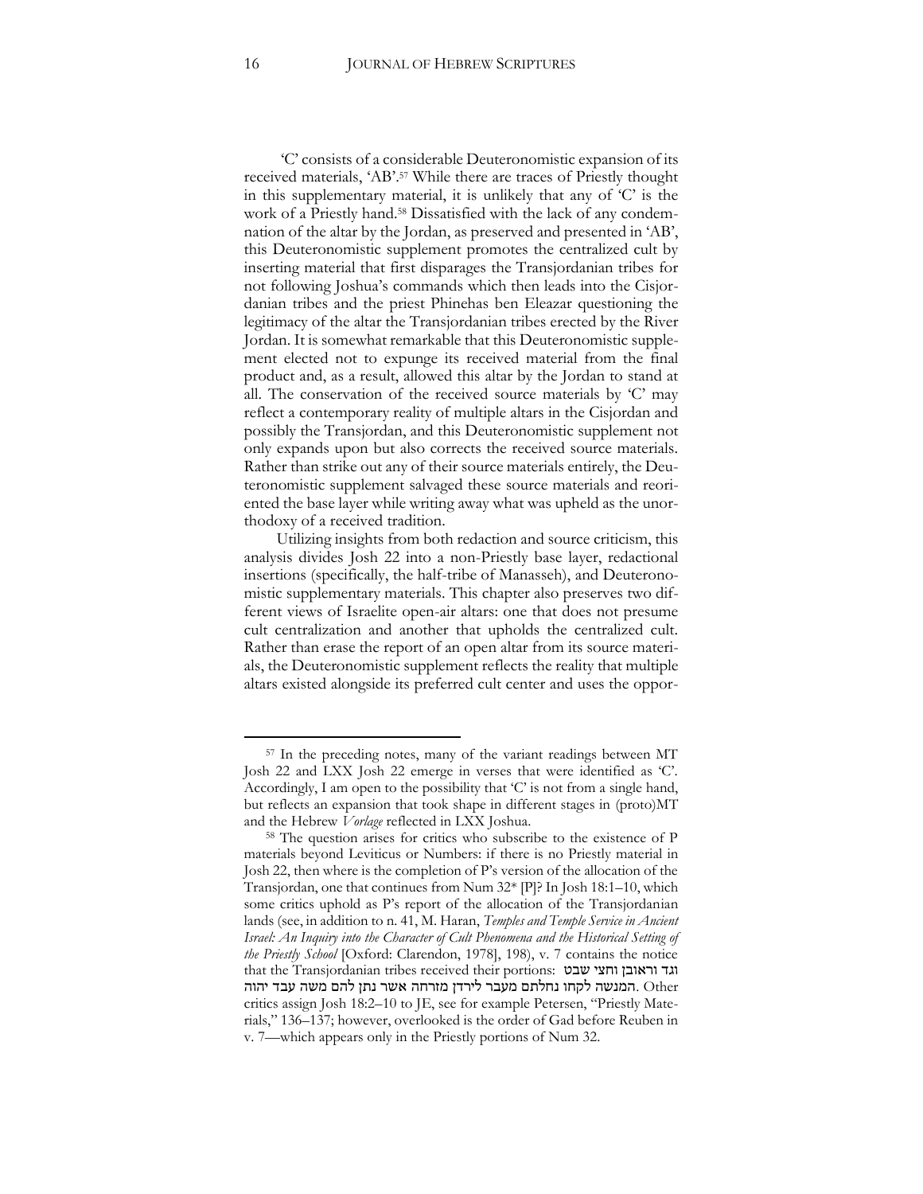'C' consists of a considerable Deuteronomistic expansion of its received materials, 'AB'.[57] While there are traces of Priestly thought in this supplementary material, it is unlikely that any of 'C' is the work of a Priestly hand.[58] Dissatisfied with the lack of any condemnation of the altar by the Jordan, as preserved and presented in 'AB', this Deuteronomistic supplement promotes the centralized cult by inserting material that first disparages the Transjordanian tribes for not following Joshua's commands which then leads into the Cisjordanian tribes and the priest Phinehas ben Eleazar questioning the legitimacy of the altar the Transjordanian tribes erected by the River Jordan. It is somewhat remarkable that this Deuteronomistic supplement elected not to expunge its received material from the final product and, as a result, allowed this altar by the Jordan to stand at all. The conservation of the received source materials by 'C' may reflect a contemporary reality of multiple altars in the Cisjordan and possibly the Transjordan, and this Deuteronomistic supplement not only expands upon but also corrects the received source materials. Rather than strike out any of their source materials entirely, the Deuteronomistic supplement salvaged these source materials and reoriented the base layer while writing away what was upheld as the unorthodoxy of a received tradition.

Utilizing insights from both redaction and source criticism, this analysis divides Josh 22 into a non-Priestly base layer, redactional insertions (specifically, the half-tribe of Manasseh), and Deuteronomistic supplementary materials. This chapter also preserves two different views of Israelite open-air altars: one that does not presume cult centralization and another that upholds the centralized cult. Rather than erase the report of an open altar from its source materials, the Deuteronomistic supplement reflects the reality that multiple altars existed alongside its preferred cult center and uses the oppor-

---

[57] In the preceding notes, many of the variant readings between MT Josh 22 and LXX Josh 22 emerge in verses that were identified as 'C'. Accordingly, I am open to the possibility that 'C' is not from a single hand, but reflects an expansion that took shape in different stages in (proto)MT and the Hebrew *Vorlage* reflected in LXX Joshua.

[58] The question arises for critics who subscribe to the existence of P materials beyond Leviticus or Numbers: if there is no Priestly material in Josh 22, then where is the completion of P's version of the allocation of the Transjordan, one that continues from Num 32* [P]? In Josh 18:1–10, which some critics uphold as P's report of the allocation of the Transjordanian lands (see, in addition to n. 41, M. Haran, *Temples and Temple Service in Ancient Israel: An Inquiry into the Character of Cult Phenomena and the Historical Setting of the Priestly School* [Oxford: Clarendon, 1978], 198), v. 7 contains the notice that the Transjordanian tribes received their portions: וגד וראובן וחצי שבט המנשה לקחו נחלתם מעבר לירדן מזרחה אשר נתן להם משה עבד יהוה. Other critics assign Josh 18:2–10 to JE, see for example Petersen, "Priestly Materials," 136–137; however, overlooked is the order of Gad before Reuben in v. 7—which appears only in the Priestly portions of Num 32.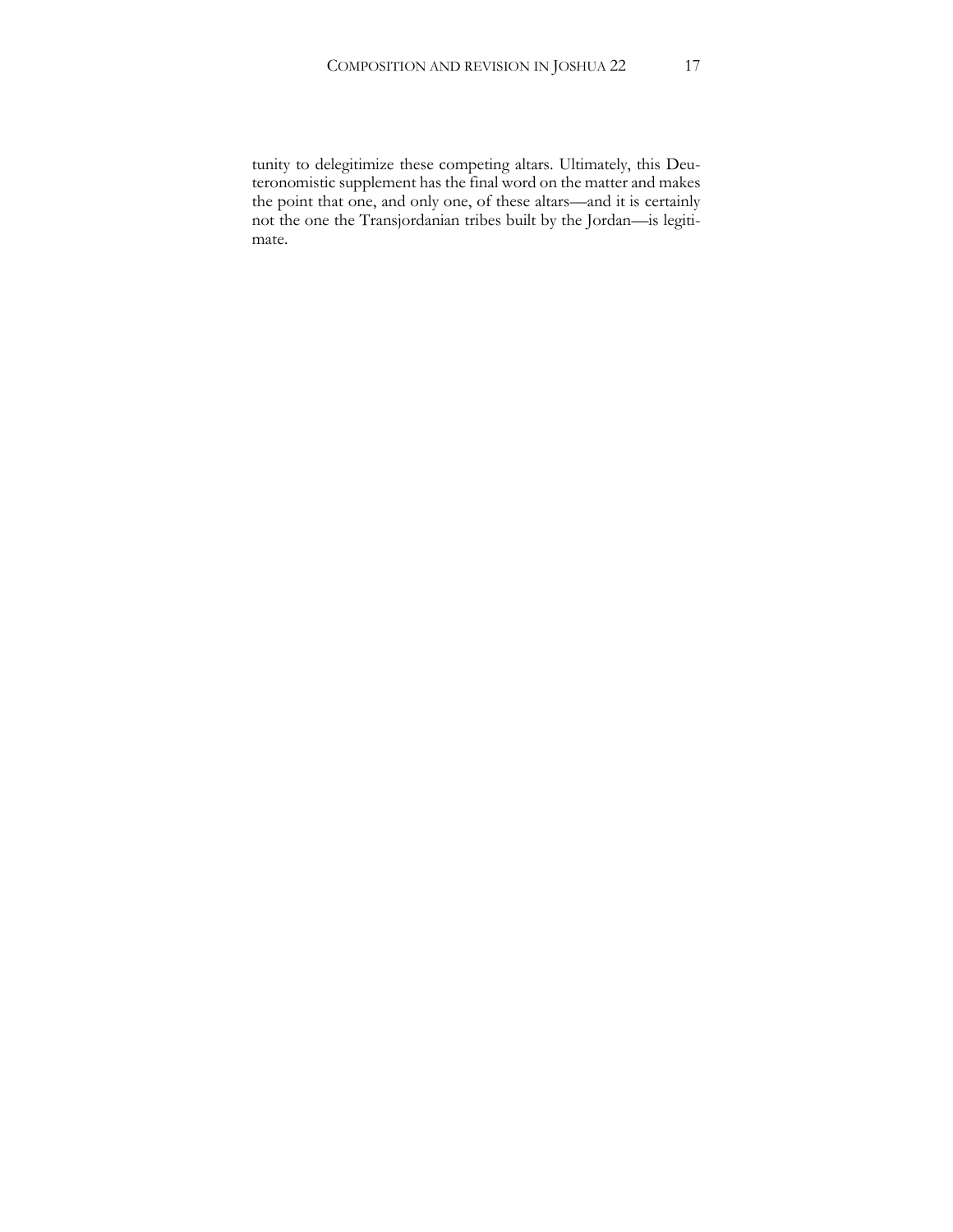tunity to delegitimize these competing altars. Ultimately, this Deuteronomistic supplement has the final word on the matter and makes the point that one, and only one, of these altars—and it is certainly not the one the Transjordanian tribes built by the Jordan—is legitimate.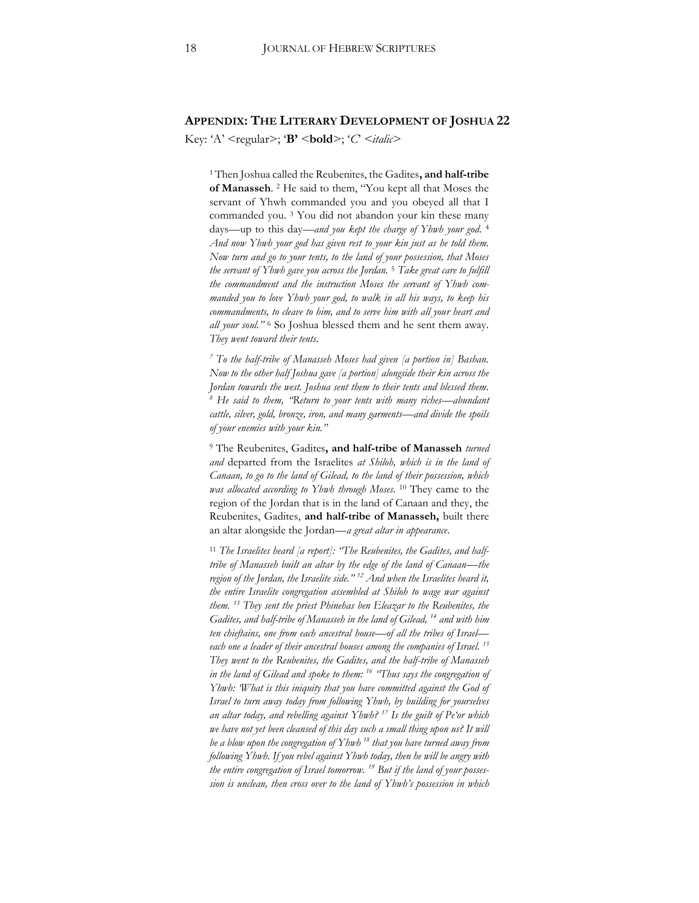## APPENDIX: THE LITERARY DEVELOPMENT OF JOSHUA 22

Key: 'A' <regular>; '**B**' <**bold**>; '*C*' <*italic*>

[1] Then Joshua called the Reubenites, the Gadites**, and half-tribe of Manasseh**. [2] He said to them, "You kept all that Moses the servant of Yhwh commanded you and you obeyed all that I commanded you. [3] You did not abandon your kin these many days—up to this day—*and you kept the charge of Yhwh your god.* [4] *And now Yhwh your god has given rest to your kin just as he told them. Now turn and go to your tents, to the land of your possession, that Moses the servant of Yhwh gave you across the Jordan.* [5] *Take great care to fulfill the commandment and the instruction Moses the servant of Yhwh commanded you to love Yhwh your god, to walk in all his ways, to keep his commandments, to cleave to him, and to serve him with all your heart and all your soul."* [6] So Joshua blessed them and he sent them away. *They went toward their tents.*

*[7] To the half-tribe of Manasseh Moses had given [a portion in] Bashan. Now to the other half Joshua gave [a portion] alongside their kin across the Jordan towards the west. Joshua sent them to their tents and blessed them. [8] He said to them, "Return to your tents with many riches—abundant cattle, silver, gold, bronze, iron, and many garments—and divide the spoils of your enemies with your kin."*

[9] The Reubenites, Gadites**, and half-tribe of Manasseh** *turned and* departed from the Israelites *at Shiloh, which is in the land of Canaan, to go to the land of Gilead, to the land of their possession, which was allocated according to Yhwh through Moses.* [10] They came to the region of the Jordan that is in the land of Canaan and they, the Reubenites, Gadites, **and half-tribe of Manasseh,** built there an altar alongside the Jordan—*a great altar in appearance*.

*[11] The Israelites heard [a report]: "The Reubenites, the Gadites, and half-tribe of Manasseh built an altar by the edge of the land of Canaan—the region of the Jordan, the Israelite side." [12] And when the Israelites heard it, the entire Israelite congregation assembled at Shiloh to wage war against them. [13] They sent the priest Phinehas ben Eleazar to the Reubenites, the Gadites, and half-tribe of Manasseh in the land of Gilead, [14] and with him ten chieftains, one from each ancestral house—of all the tribes of Israel—each one a leader of their ancestral houses among the companies of Israel. [15] They went to the Reubenites, the Gadites, and the half-tribe of Manasseh in the land of Gilead and spoke to them: [16] "Thus says the congregation of Yhwh: 'What is this iniquity that you have committed against the God of Israel to turn away today from following Yhwh, by building for yourselves an altar today, and rebelling against Yhwh? [17] Is the guilt of Pe'or which we have not yet been cleansed of this day such a small thing upon us? It will be a blow upon the congregation of Yhwh [18] that you have turned away from following Yhwh. If you rebel against Yhwh today, then he will be angry with the entire congregation of Israel tomorrow. [19] But if the land of your possession is unclean, then cross over to the land of Yhwh's possession in which*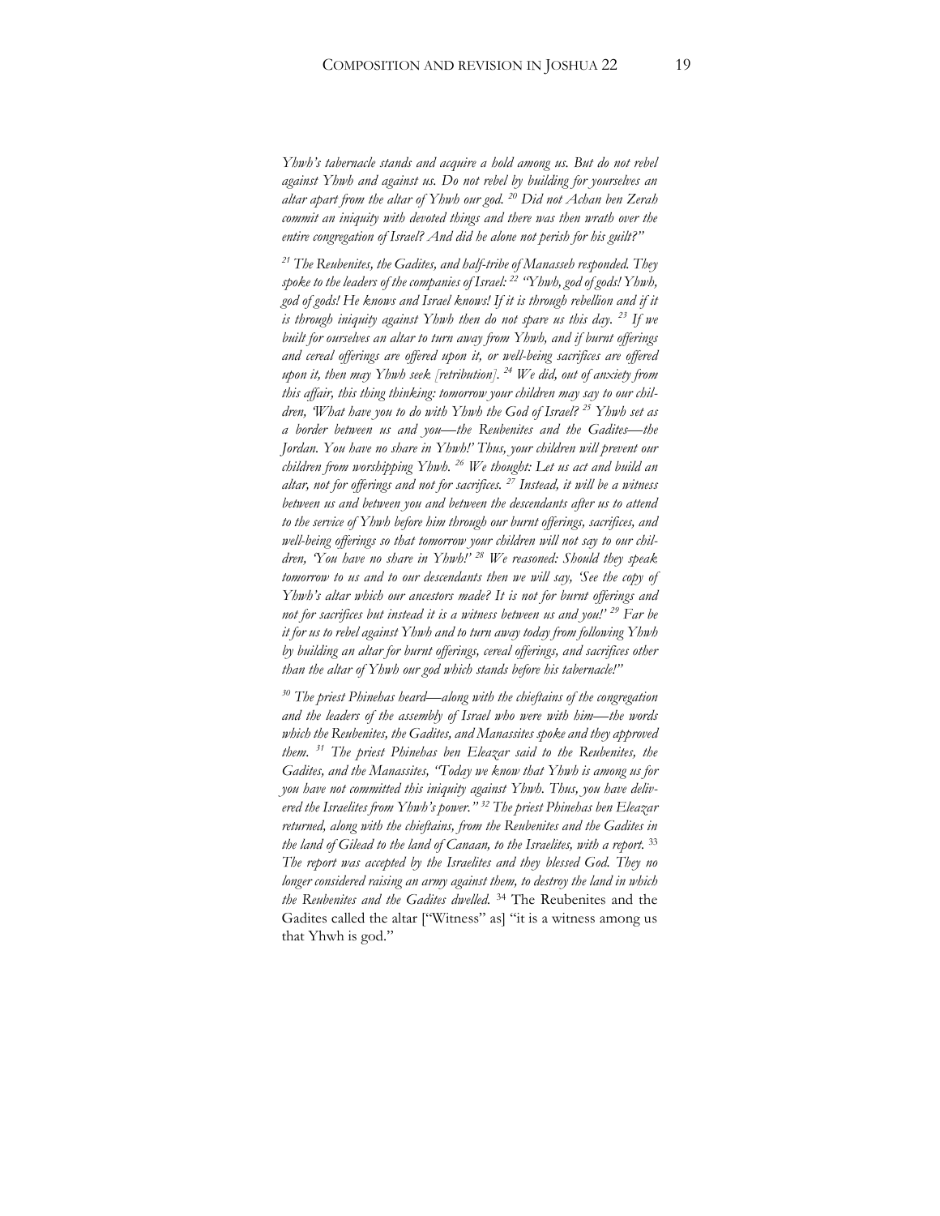*Yhwh's tabernacle stands and acquire a hold among us. But do not rebel against Yhwh and against us. Do not rebel by building for yourselves an altar apart from the altar of Yhwh our god.* [20] *Did not Achan ben Zerah commit an iniquity with devoted things and there was then wrath over the entire congregation of Israel? And did he alone not perish for his guilt?"*

[21] *The Reubenites, the Gadites, and half-tribe of Manasseh responded. They spoke to the leaders of the companies of Israel:* [22] *"Yhwh, god of gods! Yhwh, god of gods! He knows and Israel knows! If it is through rebellion and if it is through iniquity against Yhwh then do not spare us this day.* [23] *If we built for ourselves an altar to turn away from Yhwh, and if burnt offerings and cereal offerings are offered upon it, or well-being sacrifices are offered upon it, then may Yhwh seek [retribution].* [24] *We did, out of anxiety from this affair, this thing thinking: tomorrow your children may say to our children, 'What have you to do with Yhwh the God of Israel?* [25] *Yhwh set as a border between us and you—the Reubenites and the Gadites—the Jordan. You have no share in Yhwh!' Thus, your children will prevent our children from worshipping Yhwh.* [26] *We thought: Let us act and build an altar, not for offerings and not for sacrifices.* [27] *Instead, it will be a witness between us and between you and between the descendants after us to attend to the service of Yhwh before him through our burnt offerings, sacrifices, and well-being offerings so that tomorrow your children will not say to our children, 'You have no share in Yhwh!'* [28] *We reasoned: Should they speak tomorrow to us and to our descendants then we will say, 'See the copy of Yhwh's altar which our ancestors made? It is not for burnt offerings and not for sacrifices but instead it is a witness between us and you!'* [29] *Far be it for us to rebel against Yhwh and to turn away today from following Yhwh by building an altar for burnt offerings, cereal offerings, and sacrifices other than the altar of Yhwh our god which stands before his tabernacle!"*

[30] *The priest Phinehas heard—along with the chieftains of the congregation and the leaders of the assembly of Israel who were with him—the words which the Reubenites, the Gadites, and Manassites spoke and they approved them.* [31] *The priest Phinehas ben Eleazar said to the Reubenites, the Gadites, and the Manassites, "Today we know that Yhwh is among us for you have not committed this iniquity against Yhwh. Thus, you have delivered the Israelites from Yhwh's power."* [32] *The priest Phinehas ben Eleazar returned, along with the chieftains, from the Reubenites and the Gadites in the land of Gilead to the land of Canaan, to the Israelites, with a report.* [33] *The report was accepted by the Israelites and they blessed God. They no longer considered raising an army against them, to destroy the land in which the Reubenites and the Gadites dwelled.* [34] The Reubenites and the Gadites called the altar ["Witness" as] "it is a witness among us that Yhwh is god."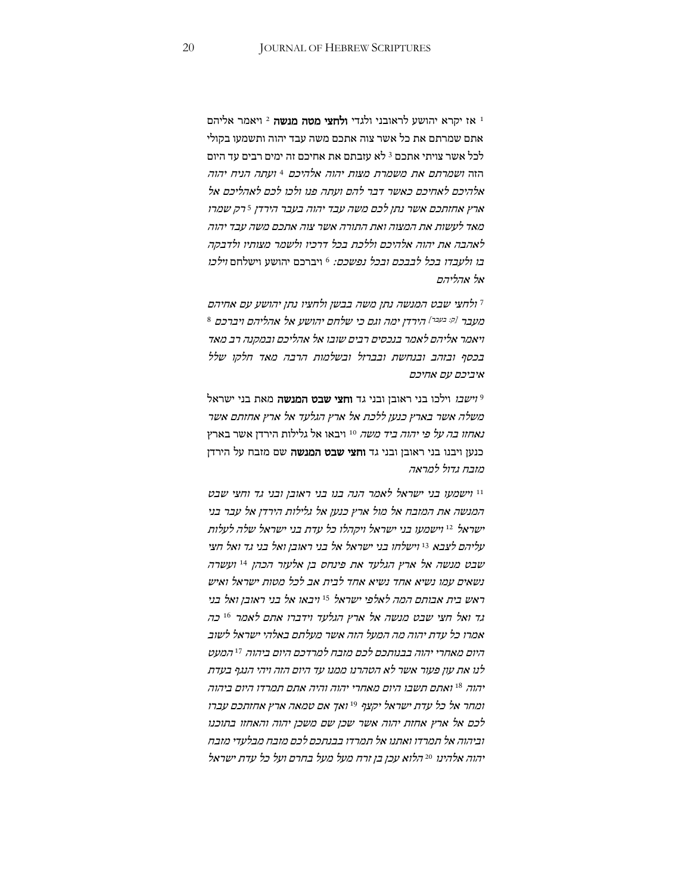[1] אז יקרא יהושע לראובני ולגדי **ולחצי מטה מנשה** [2] ויאמר אליהם אתם שמרתם את כל אשר צוה אתכם משה עבד יהוה ותשמעו בקולי לכל אשר צויתי אתכם [3] לא עזבתם את אחיכם זה ימים רבים עד היום הזה *ושמרתם את משמרת מצות יהוה אלהיכם* [4] *ועתה הניח יהוה אלהיכם לאחיכם כאשר דבר להם ועתה פנו ולכו לכם לאהליכם אל ארץ אחזתכם אשר נתן לכם משה עבד יהוה בעבר הירדן* [5] *רק שמרו מאד לעשות את המצוה ואת התורה אשר צוה אתכם משה עבד יהוה לאהבה את יהוה אלהיכם וללכת בכל דרכיו ולשמר מצותיו ולדבקה בו ולעבדו בכל לבבכם ובכל נפשכם:* [6] ויברכם יהושע וישלחם *וילכו אל אהליהם*

[7] *ולחצי שבט המנשה נתן משה בבשן ולחצי נתן יהושע עם אחיהם מעבר [ק: בעבר] הירדן ימה וגם כי שלחם יהושע אל אהליהם ויברכם* [8] *ויאמר אליהם לאמר בנכסים רבים שובו אל אהליכם ובמקנה רב מאד בכסף ובזהב ובנחשת ובברזל ובשלמות הרבה מאד חלקו שלל איביכם עם אחיכם*

[9] *וישבו* וילכו בני ראובן ובני גד **וחצי שבט המנשה** מאת בני ישראל *משלה אשר בארץ כנען ללכת אל ארץ הגלעד אל ארץ אחזתם אשר נאחזו בה על פי יהוה ביד משה* [10] ויבאו אל גלילות הירדן אשר בארץ כנען ויבנו בני ראובן ובני גד **וחצי שבט המנשה** שם מזבח על הירדן *מזבח גדול למראה*

[11] *וישמעו בני ישראל לאמר הנה בנו בני ראובן ובני גד וחצי שבט המנשה את המזבח אל מול ארץ כנען אל גלילות הירדן אל עבר בני ישראל* [12] *וישמעו בני ישראל ויקהלו כל עדת בני ישראל שלה לעלות עליהם לצבא* [13] *וישלחו בני ישראל אל בני ראובן ואל בני גד ואל חצי שבט מנשה אל ארץ הגלעד את פינחס בן אלעזר הכהן* [14] *ועשרה נשאים עמו נשיא אחד נשיא אחד לבית אב לכל מטות ישראל ואיש ראש בית אבותם המה לאלפי ישראל* [15] *ויבאו אל בני ראובן ואל בני גד ואל חצי שבט מנשה אל ארץ הגלעד וידברו אתם לאמר* [16] *כה אמרו כל עדת יהוה מה המעל הזה אשר מעלתם באלהי ישראל לשוב היום מאחרי יהוה בבנותכם לכם מזבח למרדכם היום ביהוה* [17] *המעט לנו את עון פעור אשר לא הטהרנו ממנו עד היום הזה ויהי הנגף בעדת יהוה* [18] *ואתם תשבו היום מאחרי יהוה והיה אתם תמרדו היום ביהוה ומחר אל כל עדת ישראל יקצף* [19] *ואך אם טמאה ארץ אחזתכם עברו לכם אל ארץ אחזת יהוה אשר שכן שם משכן יהוה והאחזו בתוכנו וביהוה אל תמרדו ואתנו אל תמרדו בבנתכם לכם מזבח מבלעדי מזבח יהוה אלהינו* [20] *הלוא עכן בן זרח מעל מעל בחרם ועל כל עדת ישראל*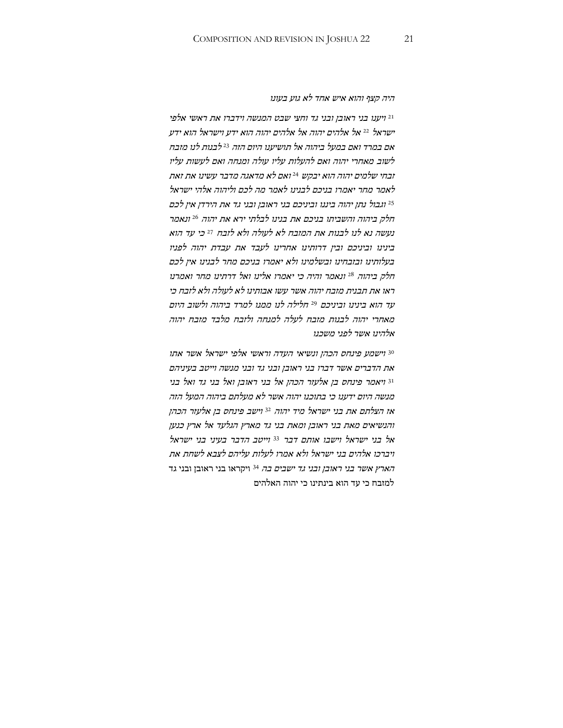*היה קצף והוא איש אחד לא גוע בעונו*

*[21] ויענו בני ראובן ובני גד וחצי שבט המנשה וידברו את ראשי אלפי ישראל [22] אל אלהים יהוה אל אלהים יהוה הוא ידע וישראל הוא ידע אם במרד ואם במעל ביהוה אל תושיענו היום הזה [23] לבנות לנו מזבח לשוב מאחרי יהוה ואם להעלות עליו עולה ומנחה ואם לעשות עליו זבחי שלמים יהוה הוא יבקש [24] ואם לא מדאגה מדבר עשינו את זאת לאמר מחר יאמרו בניכם לבנינו לאמר מה לכם וליהוה אלהי ישראל [25] וגבול נתן יהוה בינו וביניכם בני ראובן ובני גד את הירדן אין לכם חלק ביהוה והשביתו בניכם את בנינו לבלתי ירא את יהוה [26] ונאמר נעשה נא לנו לבנות את המזבח לא לעולה ולא לזבח [27] כי עד הוא בינינו וביניכם ובין דרותינו אחרינו לעבד את עבדת יהוה לפניו בעלותינו ובזבחינו ובשלמינו ולא יאמרו בניכם מחר לבנינו אין לכם חלק ביהוה [28] ונאמר והיה כי יאמרו אלינו ואל דרתינו מחר ואמרנו ראו את תבנית מזבח יהוה אשר עשו אבותינו לא לעולה ולא לזבח כי עד הוא בינינו וביניכם [29] חלילה לנו ממנו למרד ביהוה ולשוב היום מאחרי יהוה לבנות מזבח לעלה למנחה ולזבח מלבד מזבח יהוה אלהינו אשר לפני משכנו*

*[30] וישמע פינחס הכהן ונשיאי העדה וראשי אלפי ישראל אשר אתו את הדברים אשר דברו בני ראובן ובני גד ובני מנשה וייטב בעיניהם [31] ויאמר פינחס בן אלעזר הכהן אל בני ראובן ואל בני גד ואל בני מנשה היום ידענו כי בתוכנו יהוה אשר לא מעלתם ביהוה המעל הזה אז הצלתם את בני ישראל מיד יהוה [32] וישב פינחס בן אלעזר הכהן והנשיאים מאת בני ראובן ומאת בני גד מארץ הגלעד אל ארץ כנען אל בני ישראל וישבו אותם דבר [33] וייטב הדבר בעיני בני ישראל ויברכו אלהים בני ישראל ולא אמרו לעלות עליהם לצבא לשחת את הארץ אשר בני ראובן ובני גד ישבים בה* [34] ויקראו בני ראובן ובני גד למזבח כי עד הוא בינתינו כי יהוה האלהים